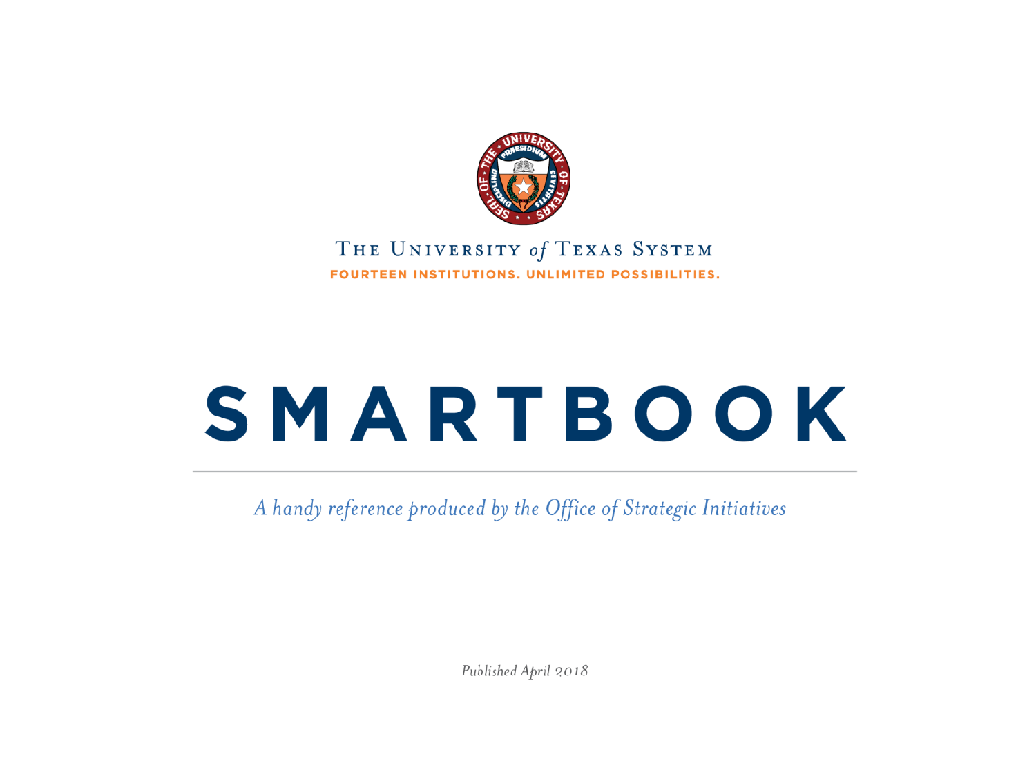The University *of* Texas System

**FOURTEEN INSTITUTIONS. UNLIMITED POSSIBILITIES.**

# SMARTBOOK

*A handy reference produced by the Office of Strategic Initiatives*

*Published April 2018*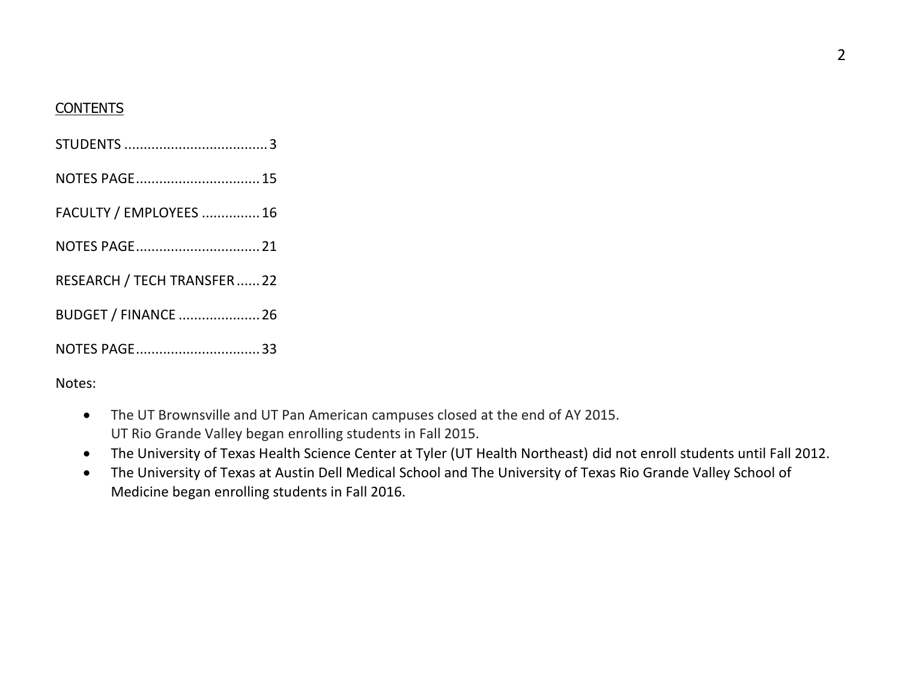## CONTENTS

STUDENTS ..................................... 3

NOTES PAGE ................................ 15

FACULTY / EMPLOYEES .............. 16

NOTES PAGE ................................ 21

RESEARCH / TECH TRANSFER ...... 22

BUDGET / FINANCE ..................... 26

NOTES PAGE ................................ 33

Notes:

- The UT Brownsville and UT Pan American campuses closed at the end of AY 2015.
  UT Rio Grande Valley began enrolling students in Fall 2015.
- The University of Texas Health Science Center at Tyler (UT Health Northeast) did not enroll students until Fall 2012.
- The University of Texas at Austin Dell Medical School and The University of Texas Rio Grande Valley School of Medicine began enrolling students in Fall 2016.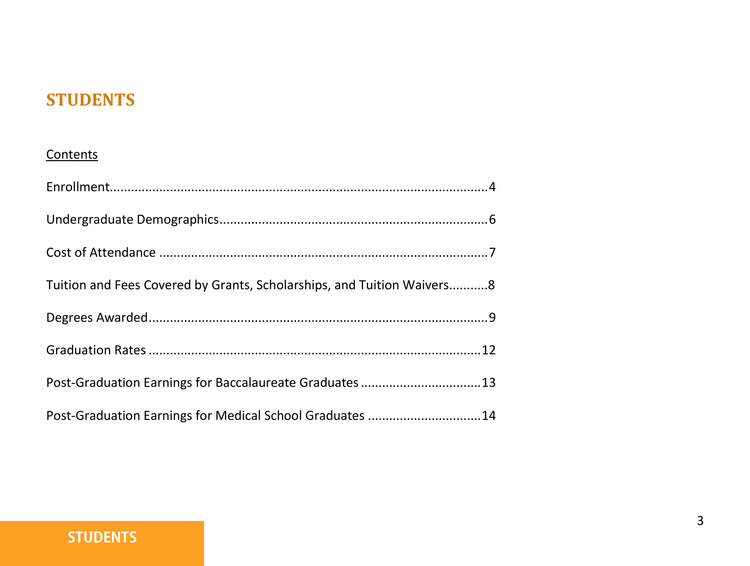# STUDENTS

Contents

Enrollment....................................................................................................4

Undergraduate Demographics......................................................................6

Cost of Attendance .......................................................................................7

Tuition and Fees Covered by Grants, Scholarships, and Tuition Waivers...........8

Degrees Awarded..........................................................................................9

Graduation Rates .........................................................................................12

Post-Graduation Earnings for Baccalaureate Graduates .................................13

Post-Graduation Earnings for Medical School Graduates ...............................14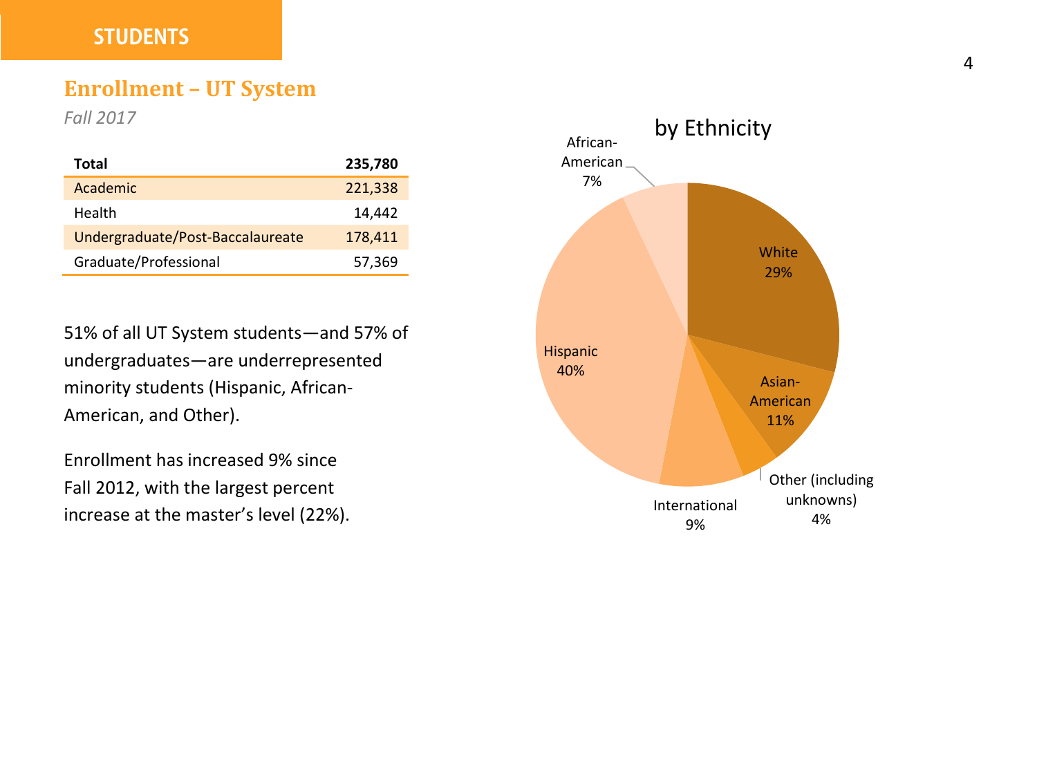# STUDENTS

## Enrollment – UT System

*Fall 2017*

| Total | 235,780 |
|---|---|
| Academic | 221,338 |
| Health | 14,442 |
| Undergraduate/Post-Baccalaureate | 178,411 |
| Graduate/Professional | 57,369 |

51% of all UT System students—and 57% of undergraduates—are underrepresented minority students (Hispanic, African-American, and Other).

Enrollment has increased 9% since Fall 2012, with the largest percent increase at the master's level (22%).

by Ethnicity

| Ethnicity | Percent |
|---|---|
| White | 29% |
| Asian-American | 11% |
| Other (including unknowns) | 4% |
| International | 9% |
| Hispanic | 40% |
| African-American | 7% |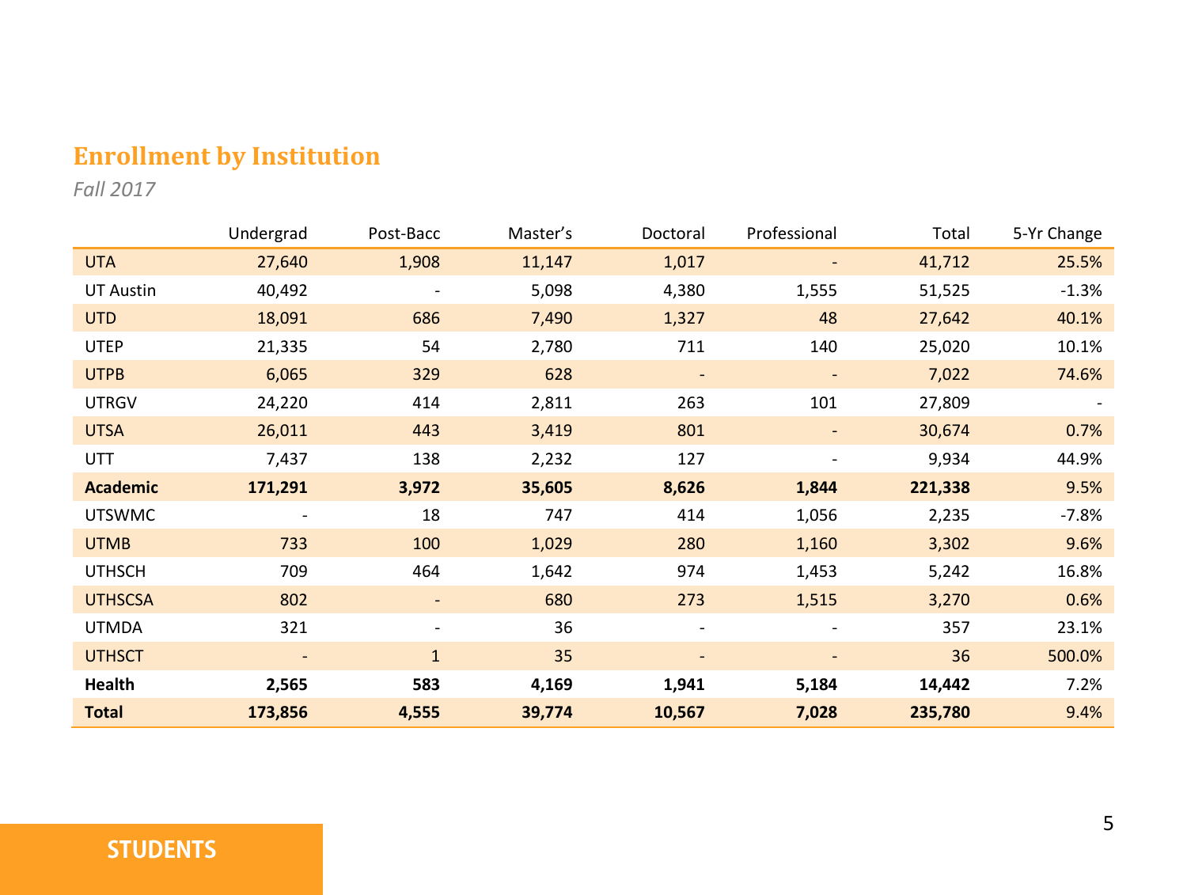## Enrollment by Institution

*Fall 2017*

| | Undergrad | Post-Bacc | Master's | Doctoral | Professional | Total | 5-Yr Change |
|---|---|---|---|---|---|---|---|
| UTA | 27,640 | 1,908 | 11,147 | 1,017 | - | 41,712 | 25.5% |
| UT Austin | 40,492 | - | 5,098 | 4,380 | 1,555 | 51,525 | -1.3% |
| UTD | 18,091 | 686 | 7,490 | 1,327 | 48 | 27,642 | 40.1% |
| UTEP | 21,335 | 54 | 2,780 | 711 | 140 | 25,020 | 10.1% |
| UTPB | 6,065 | 329 | 628 | - | - | 7,022 | 74.6% |
| UTRGV | 24,220 | 414 | 2,811 | 263 | 101 | 27,809 | - |
| UTSA | 26,011 | 443 | 3,419 | 801 | - | 30,674 | 0.7% |
| UTT | 7,437 | 138 | 2,232 | 127 | - | 9,934 | 44.9% |
| **Academic** | **171,291** | **3,972** | **35,605** | **8,626** | **1,844** | **221,338** | 9.5% |
| UTSWMC | - | 18 | 747 | 414 | 1,056 | 2,235 | -7.8% |
| UTMB | 733 | 100 | 1,029 | 280 | 1,160 | 3,302 | 9.6% |
| UTHSCH | 709 | 464 | 1,642 | 974 | 1,453 | 5,242 | 16.8% |
| UTHSCSA | 802 | - | 680 | 273 | 1,515 | 3,270 | 0.6% |
| UTMDA | 321 | - | 36 | - | - | 357 | 23.1% |
| UTHSCT | - | 1 | 35 | - | - | 36 | 500.0% |
| **Health** | **2,565** | **583** | **4,169** | **1,941** | **5,184** | **14,442** | 7.2% |
| **Total** | **173,856** | **4,555** | **39,774** | **10,567** | **7,028** | **235,780** | 9.4% |

**STUDENTS**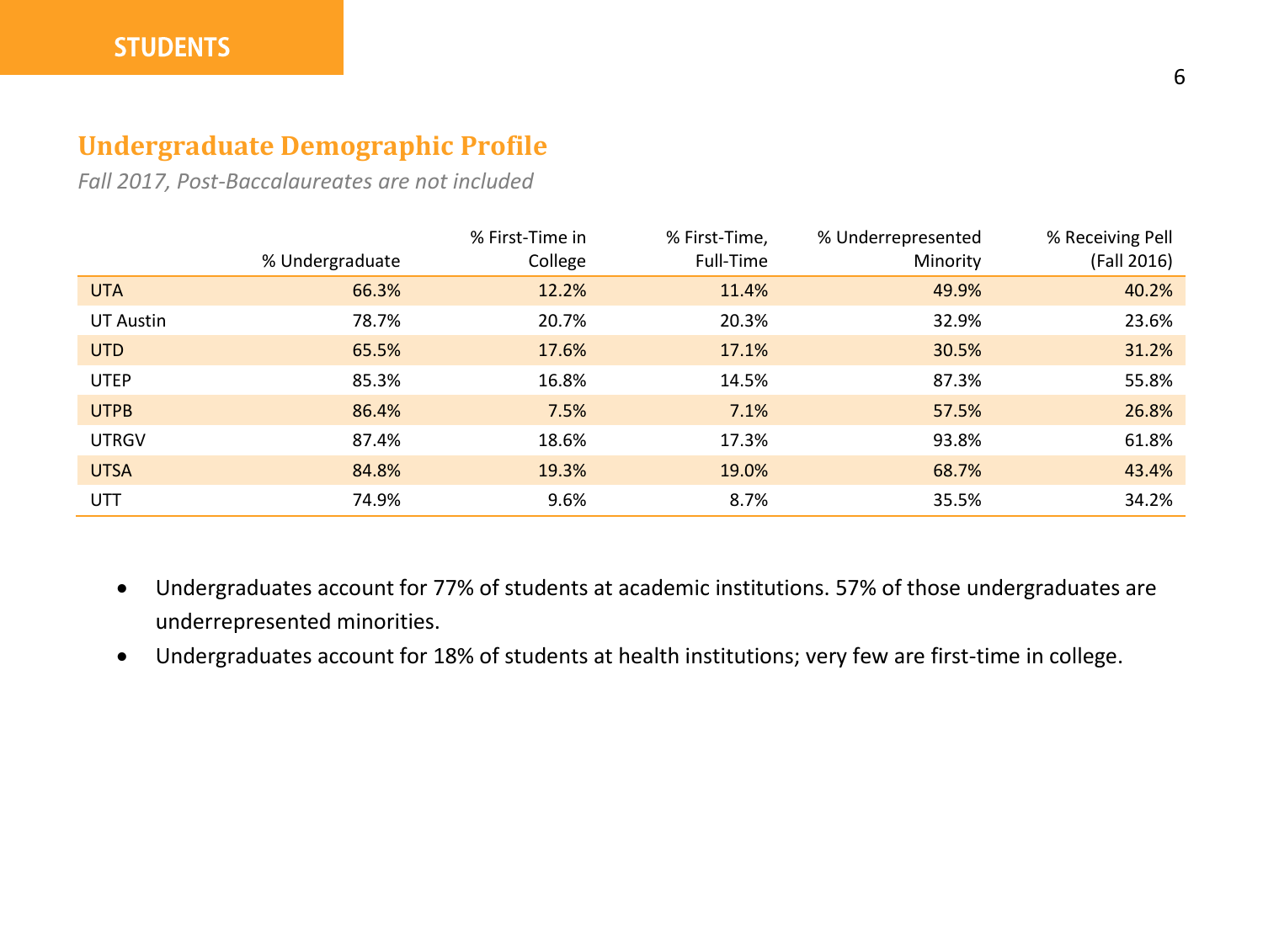# STUDENTS

## Undergraduate Demographic Profile

*Fall 2017, Post-Baccalaureates are not included*

| | % Undergraduate | % First-Time in College | % First-Time, Full-Time | % Underrepresented Minority | % Receiving Pell (Fall 2016) |
|---|---|---|---|---|---|
| UTA | 66.3% | 12.2% | 11.4% | 49.9% | 40.2% |
| UT Austin | 78.7% | 20.7% | 20.3% | 32.9% | 23.6% |
| UTD | 65.5% | 17.6% | 17.1% | 30.5% | 31.2% |
| UTEP | 85.3% | 16.8% | 14.5% | 87.3% | 55.8% |
| UTPB | 86.4% | 7.5% | 7.1% | 57.5% | 26.8% |
| UTRGV | 87.4% | 18.6% | 17.3% | 93.8% | 61.8% |
| UTSA | 84.8% | 19.3% | 19.0% | 68.7% | 43.4% |
| UTT | 74.9% | 9.6% | 8.7% | 35.5% | 34.2% |

- Undergraduates account for 77% of students at academic institutions. 57% of those undergraduates are underrepresented minorities.
- Undergraduates account for 18% of students at health institutions; very few are first-time in college.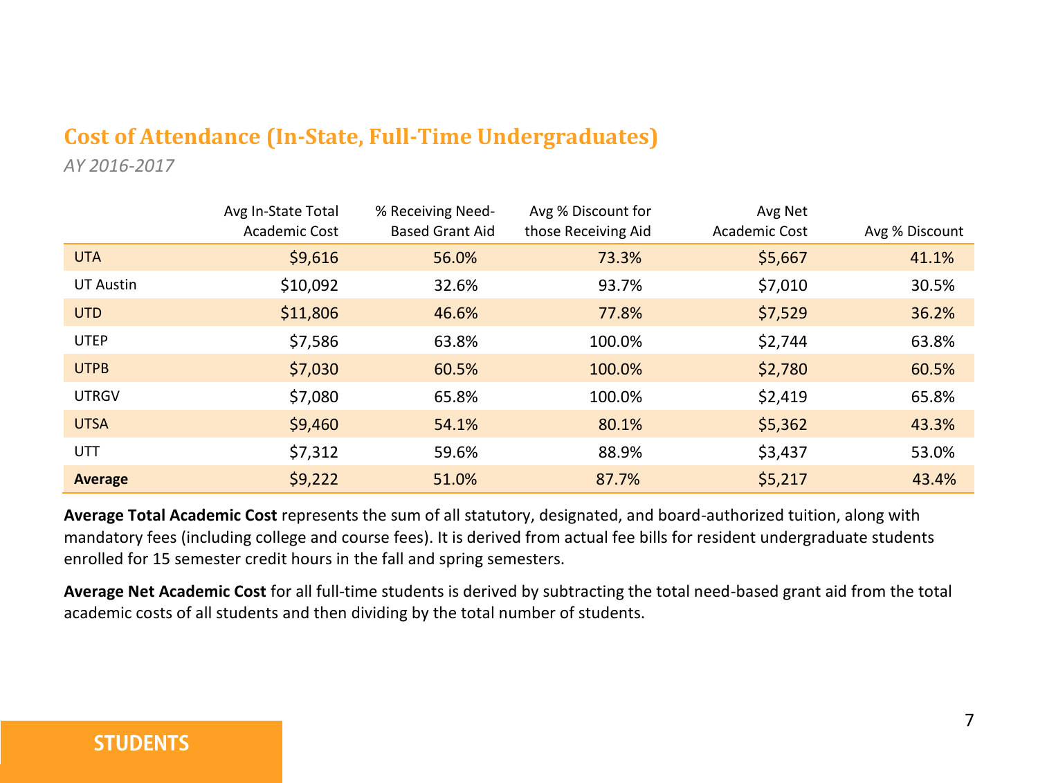## Cost of Attendance (In-State, Full-Time Undergraduates)

*AY 2016-2017*

| | Avg In-State Total Academic Cost | % Receiving Need-Based Grant Aid | Avg % Discount for those Receiving Aid | Avg Net Academic Cost | Avg % Discount |
|---|---|---|---|---|---|
| UTA | $9,616 | 56.0% | 73.3% | $5,667 | 41.1% |
| UT Austin | $10,092 | 32.6% | 93.7% | $7,010 | 30.5% |
| UTD | $11,806 | 46.6% | 77.8% | $7,529 | 36.2% |
| UTEP | $7,586 | 63.8% | 100.0% | $2,744 | 63.8% |
| UTPB | $7,030 | 60.5% | 100.0% | $2,780 | 60.5% |
| UTRGV | $7,080 | 65.8% | 100.0% | $2,419 | 65.8% |
| UTSA | $9,460 | 54.1% | 80.1% | $5,362 | 43.3% |
| UTT | $7,312 | 59.6% | 88.9% | $3,437 | 53.0% |
| **Average** | $9,222 | 51.0% | 87.7% | $5,217 | 43.4% |

**Average Total Academic Cost** represents the sum of all statutory, designated, and board-authorized tuition, along with mandatory fees (including college and course fees). It is derived from actual fee bills for resident undergraduate students enrolled for 15 semester credit hours in the fall and spring semesters.

**Average Net Academic Cost** for all full-time students is derived by subtracting the total need-based grant aid from the total academic costs of all students and then dividing by the total number of students.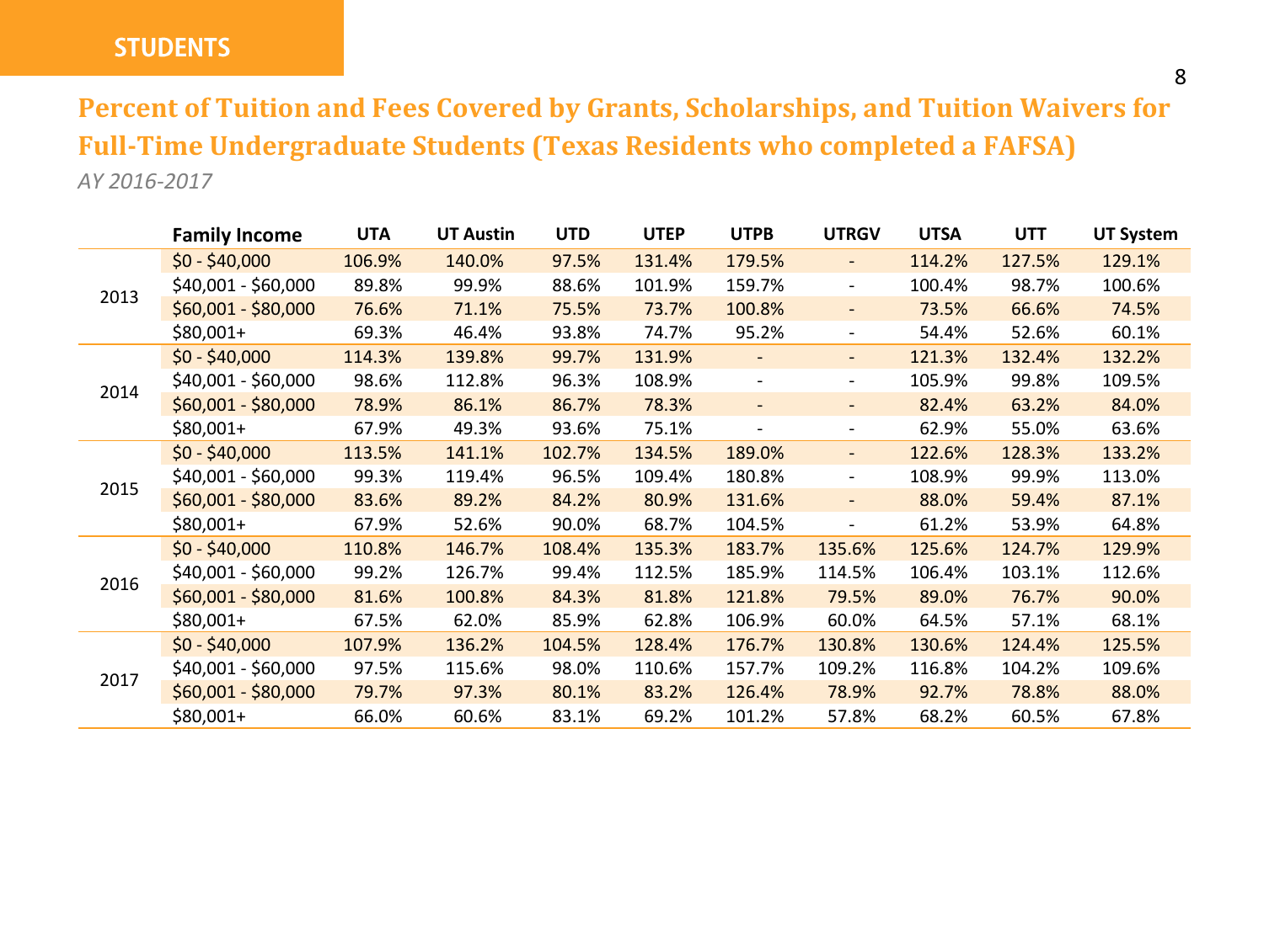STUDENTS

## Percent of Tuition and Fees Covered by Grants, Scholarships, and Tuition Waivers for Full-Time Undergraduate Students (Texas Residents who completed a FAFSA)

*AY 2016-2017*

| | Family Income | UTA | UT Austin | UTD | UTEP | UTPB | UTRGV | UTSA | UTT | UT System |
|---|---|---|---|---|---|---|---|---|---|---|
| 2013 | $0 - $40,000 | 106.9% | 140.0% | 97.5% | 131.4% | 179.5% | - | 114.2% | 127.5% | 129.1% |
| | $40,001 - $60,000 | 89.8% | 99.9% | 88.6% | 101.9% | 159.7% | - | 100.4% | 98.7% | 100.6% |
| | $60,001 - $80,000 | 76.6% | 71.1% | 75.5% | 73.7% | 100.8% | - | 73.5% | 66.6% | 74.5% |
| | $80,001+ | 69.3% | 46.4% | 93.8% | 74.7% | 95.2% | - | 54.4% | 52.6% | 60.1% |
| 2014 | $0 - $40,000 | 114.3% | 139.8% | 99.7% | 131.9% | - | - | 121.3% | 132.4% | 132.2% |
| | $40,001 - $60,000 | 98.6% | 112.8% | 96.3% | 108.9% | - | - | 105.9% | 99.8% | 109.5% |
| | $60,001 - $80,000 | 78.9% | 86.1% | 86.7% | 78.3% | - | - | 82.4% | 63.2% | 84.0% |
| | $80,001+ | 67.9% | 49.3% | 93.6% | 75.1% | - | - | 62.9% | 55.0% | 63.6% |
| 2015 | $0 - $40,000 | 113.5% | 141.1% | 102.7% | 134.5% | 189.0% | - | 122.6% | 128.3% | 133.2% |
| | $40,001 - $60,000 | 99.3% | 119.4% | 96.5% | 109.4% | 180.8% | - | 108.9% | 99.9% | 113.0% |
| | $60,001 - $80,000 | 83.6% | 89.2% | 84.2% | 80.9% | 131.6% | - | 88.0% | 59.4% | 87.1% |
| | $80,001+ | 67.9% | 52.6% | 90.0% | 68.7% | 104.5% | - | 61.2% | 53.9% | 64.8% |
| 2016 | $0 - $40,000 | 110.8% | 146.7% | 108.4% | 135.3% | 183.7% | 135.6% | 125.6% | 124.7% | 129.9% |
| | $40,001 - $60,000 | 99.2% | 126.7% | 99.4% | 112.5% | 185.9% | 114.5% | 106.4% | 103.1% | 112.6% |
| | $60,001 - $80,000 | 81.6% | 100.8% | 84.3% | 81.8% | 121.8% | 79.5% | 89.0% | 76.7% | 90.0% |
| | $80,001+ | 67.5% | 62.0% | 85.9% | 62.8% | 106.9% | 60.0% | 64.5% | 57.1% | 68.1% |
| 2017 | $0 - $40,000 | 107.9% | 136.2% | 104.5% | 128.4% | 176.7% | 130.8% | 130.6% | 124.4% | 125.5% |
| | $40,001 - $60,000 | 97.5% | 115.6% | 98.0% | 110.6% | 157.7% | 109.2% | 116.8% | 104.2% | 109.6% |
| | $60,001 - $80,000 | 79.7% | 97.3% | 80.1% | 83.2% | 126.4% | 78.9% | 92.7% | 78.8% | 88.0% |
| | $80,001+ | 66.0% | 60.6% | 83.1% | 69.2% | 101.2% | 57.8% | 68.2% | 60.5% | 67.8% |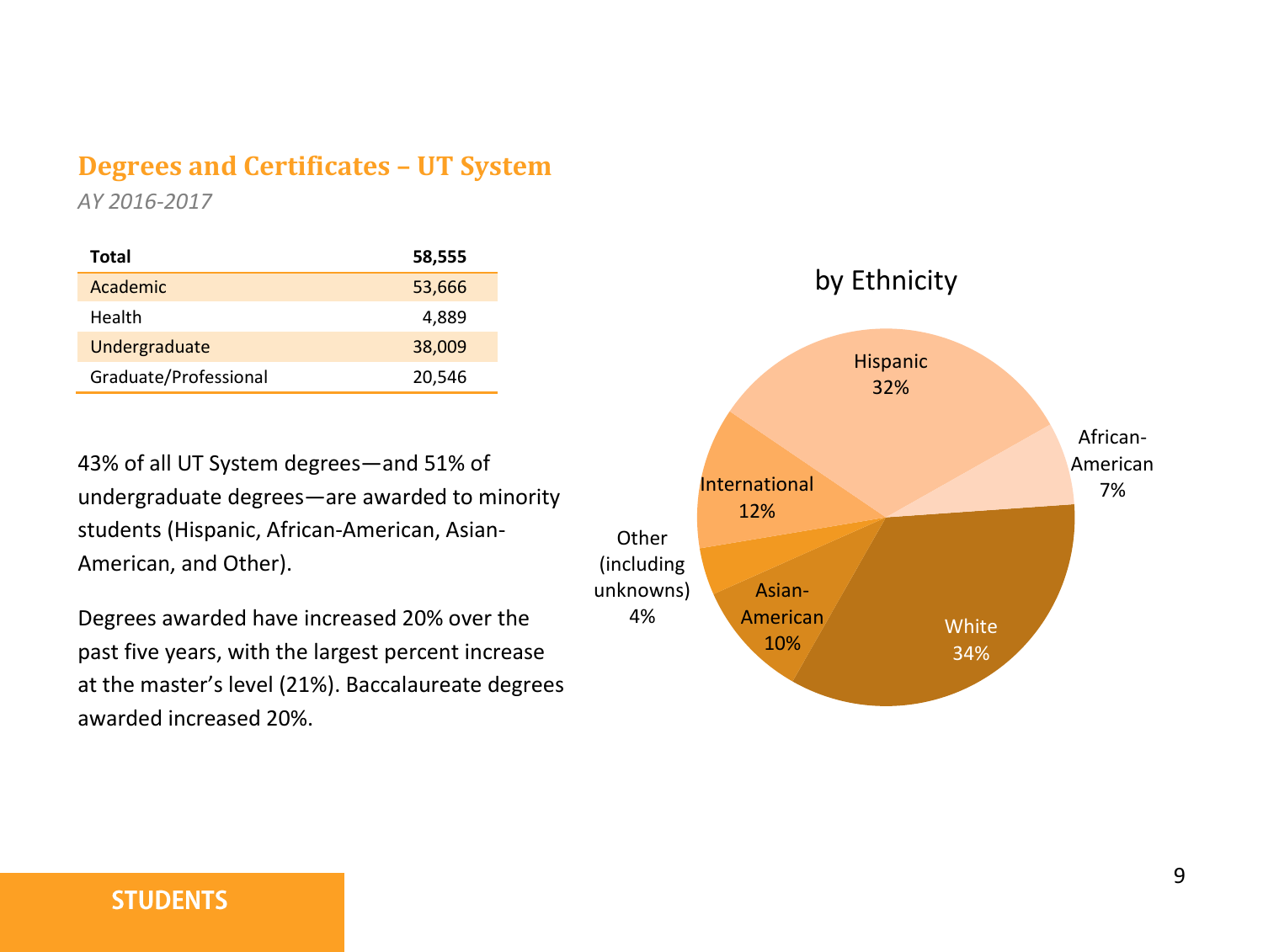## Degrees and Certificates – UT System

*AY 2016-2017*

| **Total** | **58,555** |
|---|---|
| Academic | 53,666 |
| Health | 4,889 |
| Undergraduate | 38,009 |
| Graduate/Professional | 20,546 |

43% of all UT System degrees—and 51% of undergraduate degrees—are awarded to minority students (Hispanic, African-American, Asian-American, and Other).

Degrees awarded have increased 20% over the past five years, with the largest percent increase at the master's level (21%). Baccalaureate degrees awarded increased 20%.

by Ethnicity

| Ethnicity | Percent |
|---|---|
| Hispanic | 32% |
| African-American | 7% |
| White | 34% |
| Asian-American | 10% |
| Other (including unknowns) | 4% |
| International | 12% |

**STUDENTS**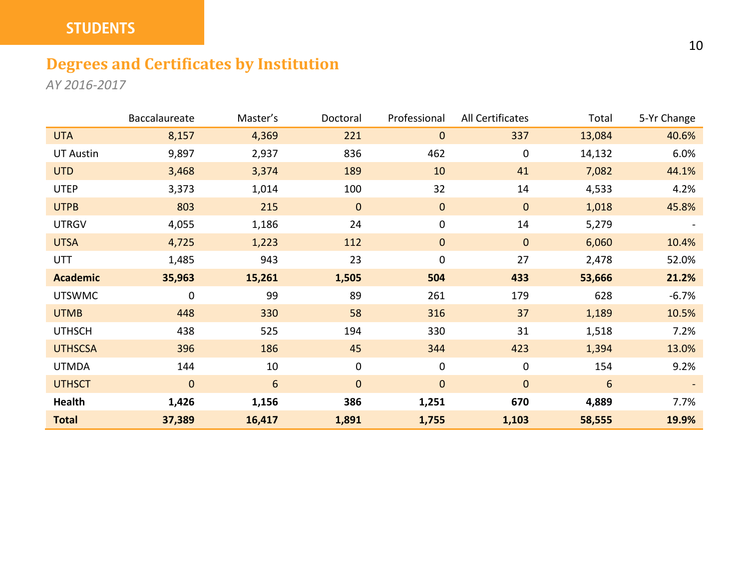STUDENTS

## Degrees and Certificates by Institution

*AY 2016-2017*

| | Baccalaureate | Master's | Doctoral | Professional | All Certificates | Total | 5-Yr Change |
|---|---|---|---|---|---|---|---|
| UTA | 8,157 | 4,369 | 221 | 0 | 337 | 13,084 | 40.6% |
| UT Austin | 9,897 | 2,937 | 836 | 462 | 0 | 14,132 | 6.0% |
| UTD | 3,468 | 3,374 | 189 | 10 | 41 | 7,082 | 44.1% |
| UTEP | 3,373 | 1,014 | 100 | 32 | 14 | 4,533 | 4.2% |
| UTPB | 803 | 215 | 0 | 0 | 0 | 1,018 | 45.8% |
| UTRGV | 4,055 | 1,186 | 24 | 0 | 14 | 5,279 | - |
| UTSA | 4,725 | 1,223 | 112 | 0 | 0 | 6,060 | 10.4% |
| UTT | 1,485 | 943 | 23 | 0 | 27 | 2,478 | 52.0% |
| **Academic** | **35,963** | **15,261** | **1,505** | **504** | **433** | **53,666** | **21.2%** |
| UTSWMC | 0 | 99 | 89 | 261 | 179 | 628 | -6.7% |
| UTMB | 448 | 330 | 58 | 316 | 37 | 1,189 | 10.5% |
| UTHSCH | 438 | 525 | 194 | 330 | 31 | 1,518 | 7.2% |
| UTHSCSA | 396 | 186 | 45 | 344 | 423 | 1,394 | 13.0% |
| UTMDA | 144 | 10 | 0 | 0 | 0 | 154 | 9.2% |
| UTHSCT | 0 | 6 | 0 | 0 | 0 | 6 | - |
| **Health** | **1,426** | **1,156** | **386** | **1,251** | **670** | **4,889** | **7.7%** |
| **Total** | **37,389** | **16,417** | **1,891** | **1,755** | **1,103** | **58,555** | **19.9%** |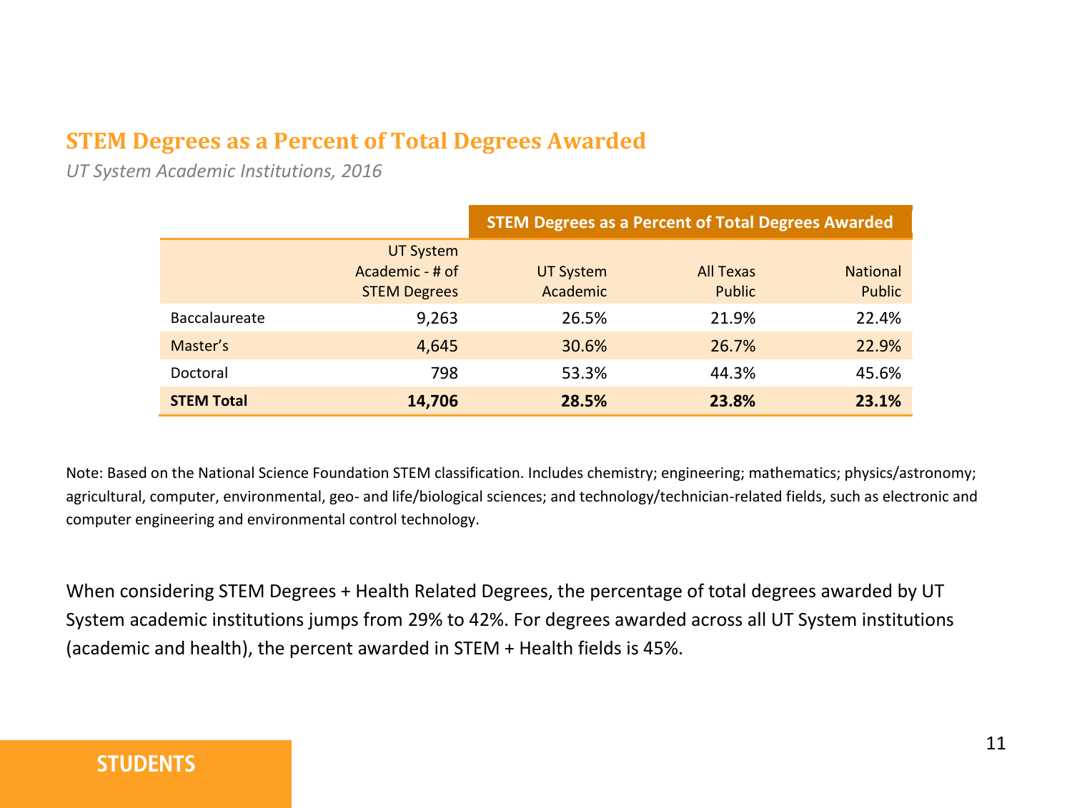## STEM Degrees as a Percent of Total Degrees Awarded

*UT System Academic Institutions, 2016*

| | | STEM Degrees as a Percent of Total Degrees Awarded | | |
|---|---|---|---|---|
| | UT System Academic - # of STEM Degrees | UT System Academic | All Texas Public | National Public |
| Baccalaureate | 9,263 | 26.5% | 21.9% | 22.4% |
| Master's | 4,645 | 30.6% | 26.7% | 22.9% |
| Doctoral | 798 | 53.3% | 44.3% | 45.6% |
| **STEM Total** | **14,706** | **28.5%** | **23.8%** | **23.1%** |

Note: Based on the National Science Foundation STEM classification. Includes chemistry; engineering; mathematics; physics/astronomy; agricultural, computer, environmental, geo- and life/biological sciences; and technology/technician-related fields, such as electronic and computer engineering and environmental control technology.

When considering STEM Degrees + Health Related Degrees, the percentage of total degrees awarded by UT System academic institutions jumps from 29% to 42%. For degrees awarded across all UT System institutions (academic and health), the percent awarded in STEM + Health fields is 45%.

STUDENTS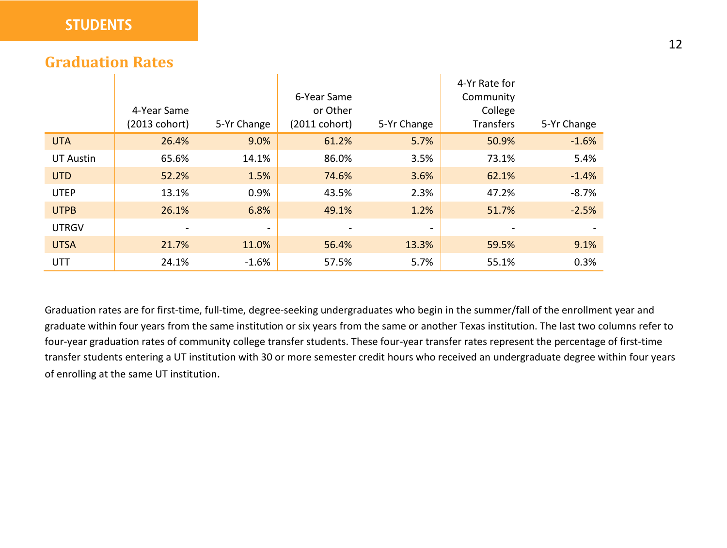STUDENTS

## Graduation Rates

| | 4-Year Same (2013 cohort) | 5-Yr Change | 6-Year Same or Other (2011 cohort) | 5-Yr Change | 4-Yr Rate for Community College Transfers | 5-Yr Change |
|---|---|---|---|---|---|---|
| UTA | 26.4% | 9.0% | 61.2% | 5.7% | 50.9% | -1.6% |
| UT Austin | 65.6% | 14.1% | 86.0% | 3.5% | 73.1% | 5.4% |
| UTD | 52.2% | 1.5% | 74.6% | 3.6% | 62.1% | -1.4% |
| UTEP | 13.1% | 0.9% | 43.5% | 2.3% | 47.2% | -8.7% |
| UTPB | 26.1% | 6.8% | 49.1% | 1.2% | 51.7% | -2.5% |
| UTRGV | - | - | - | - | - | - |
| UTSA | 21.7% | 11.0% | 56.4% | 13.3% | 59.5% | 9.1% |
| UTT | 24.1% | -1.6% | 57.5% | 5.7% | 55.1% | 0.3% |

Graduation rates are for first-time, full-time, degree-seeking undergraduates who begin in the summer/fall of the enrollment year and graduate within four years from the same institution or six years from the same or another Texas institution. The last two columns refer to four-year graduation rates of community college transfer students. These four-year transfer rates represent the percentage of first-time transfer students entering a UT institution with 30 or more semester credit hours who received an undergraduate degree within four years of enrolling at the same UT institution.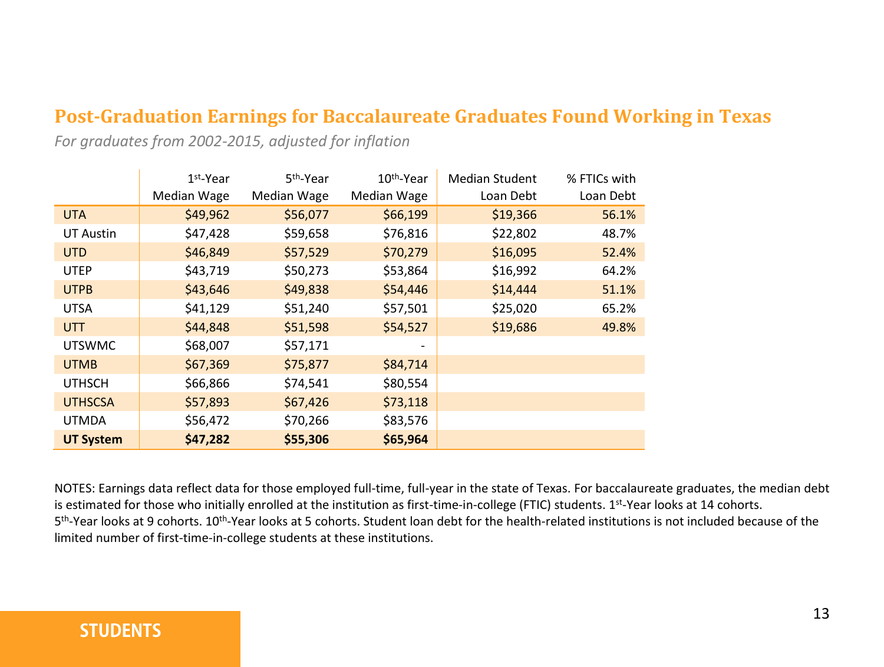## Post-Graduation Earnings for Baccalaureate Graduates Found Working in Texas

*For graduates from 2002-2015, adjusted for inflation*

| | 1st-Year Median Wage | 5th-Year Median Wage | 10th-Year Median Wage | Median Student Loan Debt | % FTICs with Loan Debt |
|---|---|---|---|---|---|
| UTA | $49,962 | $56,077 | $66,199 | $19,366 | 56.1% |
| UT Austin | $47,428 | $59,658 | $76,816 | $22,802 | 48.7% |
| UTD | $46,849 | $57,529 | $70,279 | $16,095 | 52.4% |
| UTEP | $43,719 | $50,273 | $53,864 | $16,992 | 64.2% |
| UTPB | $43,646 | $49,838 | $54,446 | $14,444 | 51.1% |
| UTSA | $41,129 | $51,240 | $57,501 | $25,020 | 65.2% |
| UTT | $44,848 | $51,598 | $54,527 | $19,686 | 49.8% |
| UTSWMC | $68,007 | $57,171 | - | | |
| UTMB | $67,369 | $75,877 | $84,714 | | |
| UTHSCH | $66,866 | $74,541 | $80,554 | | |
| UTHSCSA | $57,893 | $67,426 | $73,118 | | |
| UTMDA | $56,472 | $70,266 | $83,576 | | |
| **UT System** | **$47,282** | **$55,306** | **$65,964** | | |

NOTES: Earnings data reflect data for those employed full-time, full-year in the state of Texas. For baccalaureate graduates, the median debt is estimated for those who initially enrolled at the institution as first-time-in-college (FTIC) students. 1st-Year looks at 14 cohorts. 5th-Year looks at 9 cohorts. 10th-Year looks at 5 cohorts. Student loan debt for the health-related institutions is not included because of the limited number of first-time-in-college students at these institutions.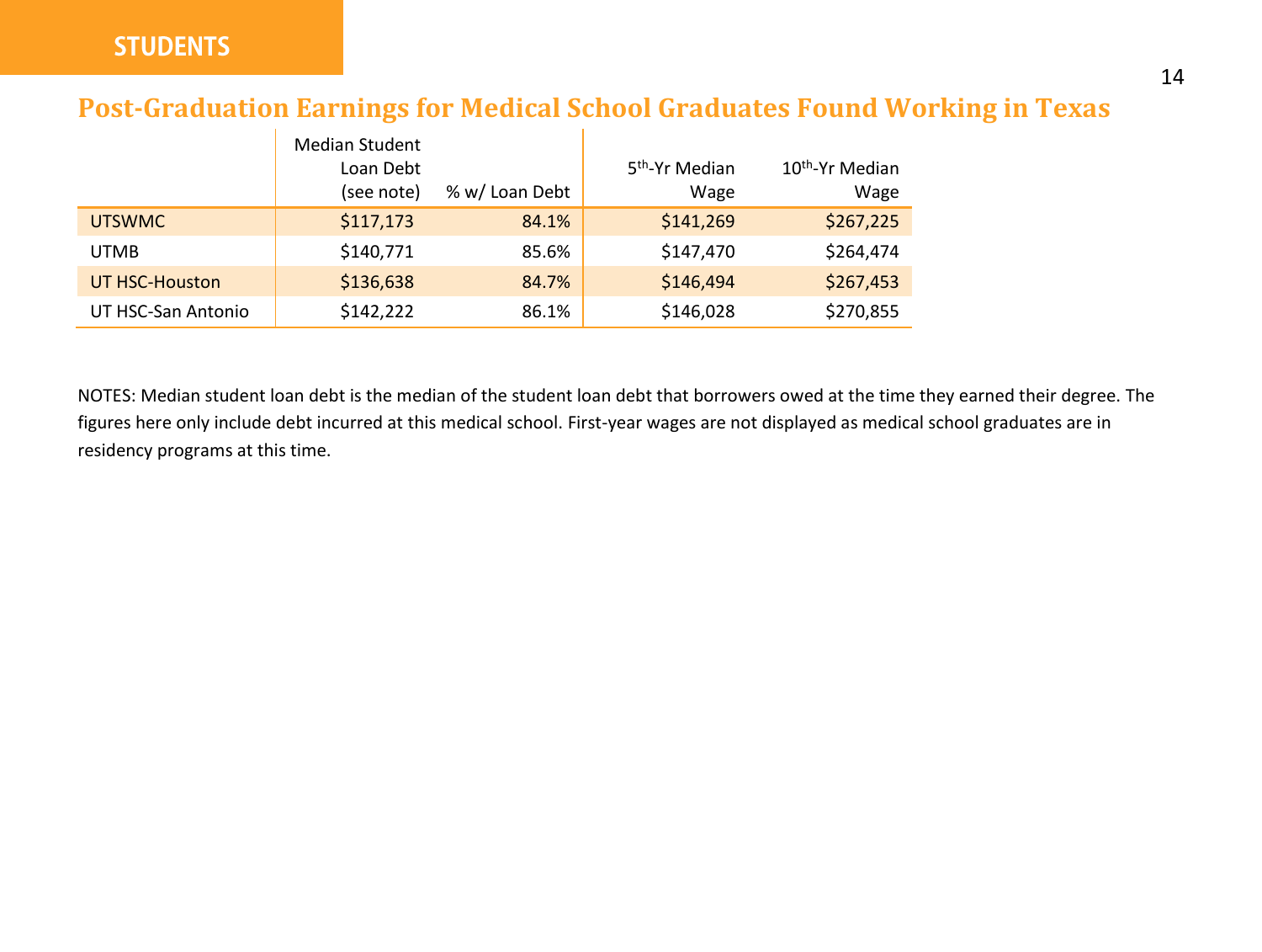STUDENTS

## Post-Graduation Earnings for Medical School Graduates Found Working in Texas

| | Median Student Loan Debt (see note) | % w/ Loan Debt | 5th-Yr Median Wage | 10th-Yr Median Wage |
|---|---|---|---|---|
| UTSWMC | $117,173 | 84.1% | $141,269 | $267,225 |
| UTMB | $140,771 | 85.6% | $147,470 | $264,474 |
| UT HSC-Houston | $136,638 | 84.7% | $146,494 | $267,453 |
| UT HSC-San Antonio | $142,222 | 86.1% | $146,028 | $270,855 |

NOTES: Median student loan debt is the median of the student loan debt that borrowers owed at the time they earned their degree. The figures here only include debt incurred at this medical school. First-year wages are not displayed as medical school graduates are in residency programs at this time.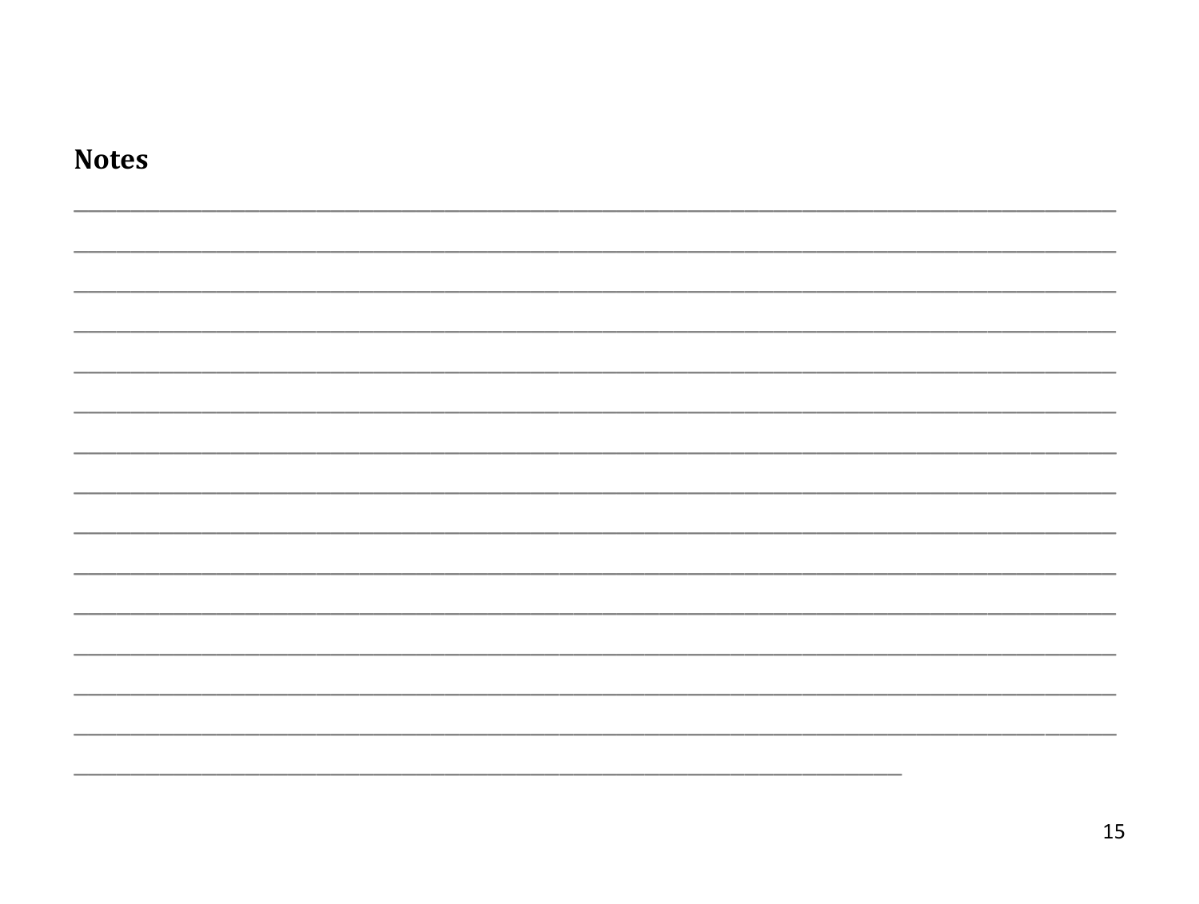**Notes**

_______________________________________________________________________________

_______________________________________________________________________________

_______________________________________________________________________________

_______________________________________________________________________________

_______________________________________________________________________________

_______________________________________________________________________________

_______________________________________________________________________________

_______________________________________________________________________________

_______________________________________________________________________________

_______________________________________________________________________________

_______________________________________________________________________________

_______________________________________________________________________________

_______________________________________________________________________________

_______________________________________________________________________________

_______________________________________________________________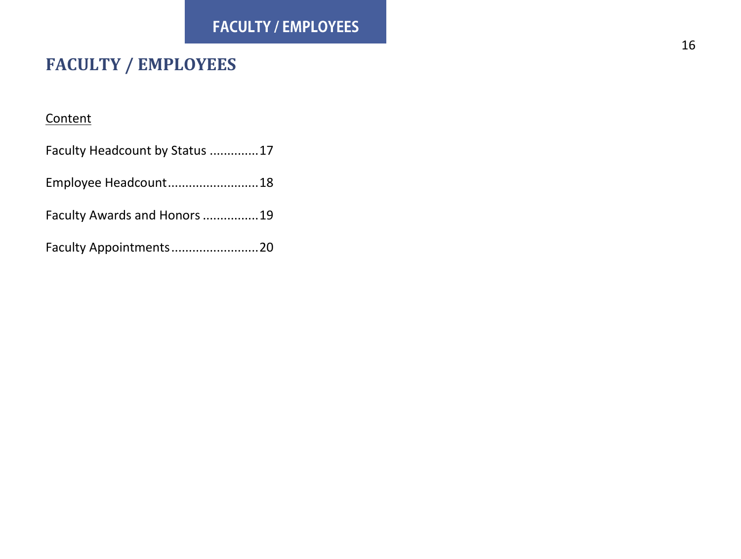# FACULTY / EMPLOYEES

Content

Faculty Headcount by Status .............17

Employee Headcount.........................18

Faculty Awards and Honors ...............19

Faculty Appointments........................20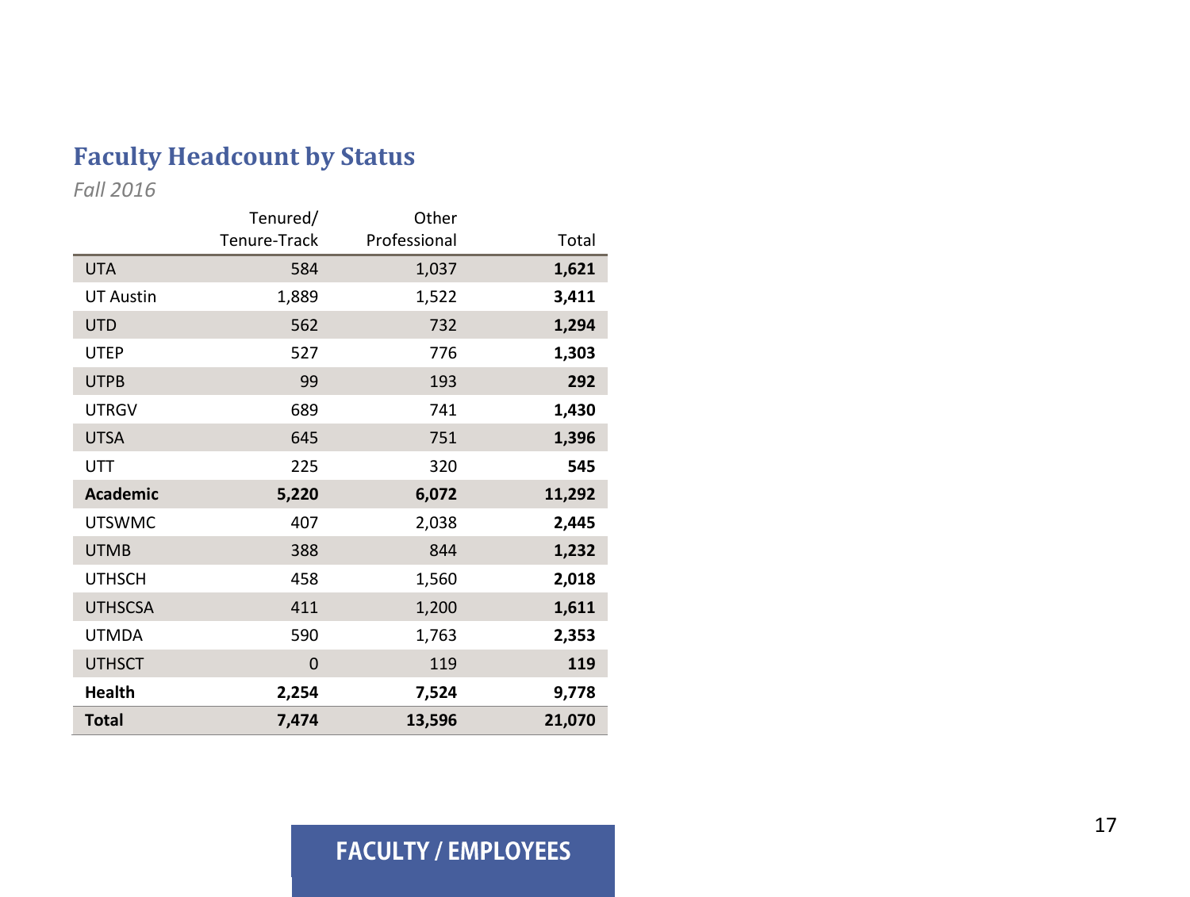## Faculty Headcount by Status

*Fall 2016*

| | Tenured/ Tenure-Track | Other Professional | Total |
|---|---|---|---|
| UTA | 584 | 1,037 | **1,621** |
| UT Austin | 1,889 | 1,522 | **3,411** |
| UTD | 562 | 732 | **1,294** |
| UTEP | 527 | 776 | **1,303** |
| UTPB | 99 | 193 | **292** |
| UTRGV | 689 | 741 | **1,430** |
| UTSA | 645 | 751 | **1,396** |
| UTT | 225 | 320 | **545** |
| **Academic** | **5,220** | **6,072** | **11,292** |
| UTSWMC | 407 | 2,038 | **2,445** |
| UTMB | 388 | 844 | **1,232** |
| UTHSCH | 458 | 1,560 | **2,018** |
| UTHSCSA | 411 | 1,200 | **1,611** |
| UTMDA | 590 | 1,763 | **2,353** |
| UTHSCT | 0 | 119 | **119** |
| **Health** | **2,254** | **7,524** | **9,778** |
| **Total** | **7,474** | **13,596** | **21,070** |

**FACULTY / EMPLOYEES**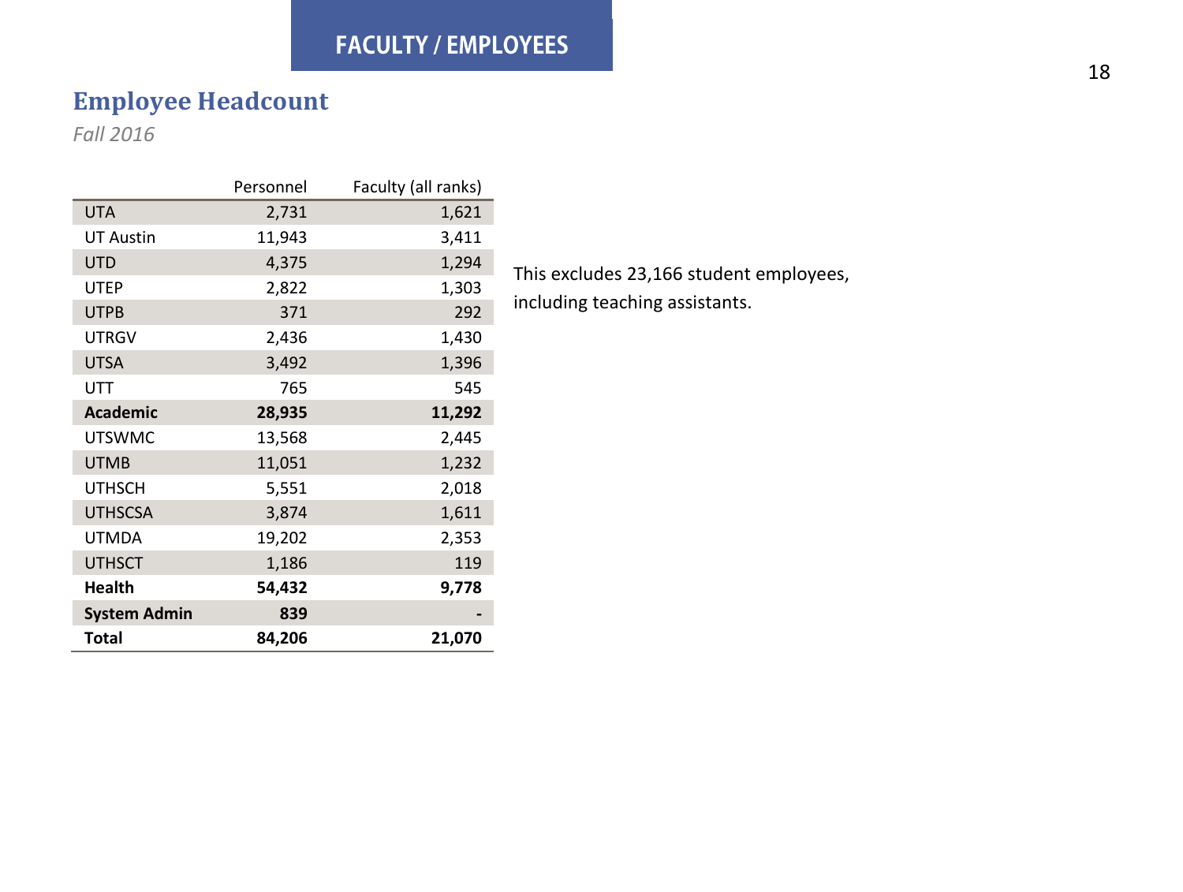# FACULTY / EMPLOYEES

## Employee Headcount

*Fall 2016*

| | Personnel | Faculty (all ranks) |
|---|---|---|
| UTA | 2,731 | 1,621 |
| UT Austin | 11,943 | 3,411 |
| UTD | 4,375 | 1,294 |
| UTEP | 2,822 | 1,303 |
| UTPB | 371 | 292 |
| UTRGV | 2,436 | 1,430 |
| UTSA | 3,492 | 1,396 |
| UTT | 765 | 545 |
| **Academic** | **28,935** | **11,292** |
| UTSWMC | 13,568 | 2,445 |
| UTMB | 11,051 | 1,232 |
| UTHSCH | 5,551 | 2,018 |
| UTHSCSA | 3,874 | 1,611 |
| UTMDA | 19,202 | 2,353 |
| UTHSCT | 1,186 | 119 |
| **Health** | **54,432** | **9,778** |
| **System Admin** | **839** | **-** |
| **Total** | **84,206** | **21,070** |

This excludes 23,166 student employees, including teaching assistants.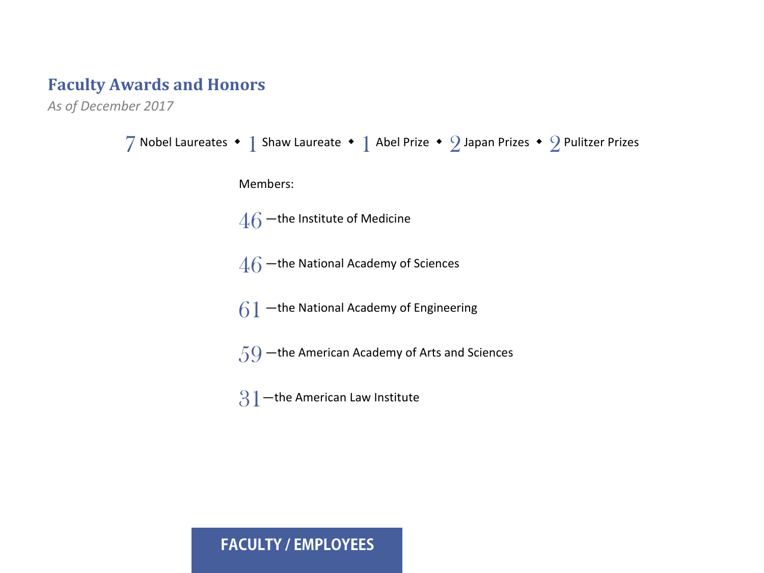## Faculty Awards and Honors

*As of December 2017*

7 Nobel Laureates ◆ 1 Shaw Laureate ◆ 1 Abel Prize ◆ 2 Japan Prizes ◆ 2 Pulitzer Prizes

Members:

46—the Institute of Medicine

46—the National Academy of Sciences

61—the National Academy of Engineering

59—the American Academy of Arts and Sciences

31—the American Law Institute

FACULTY / EMPLOYEES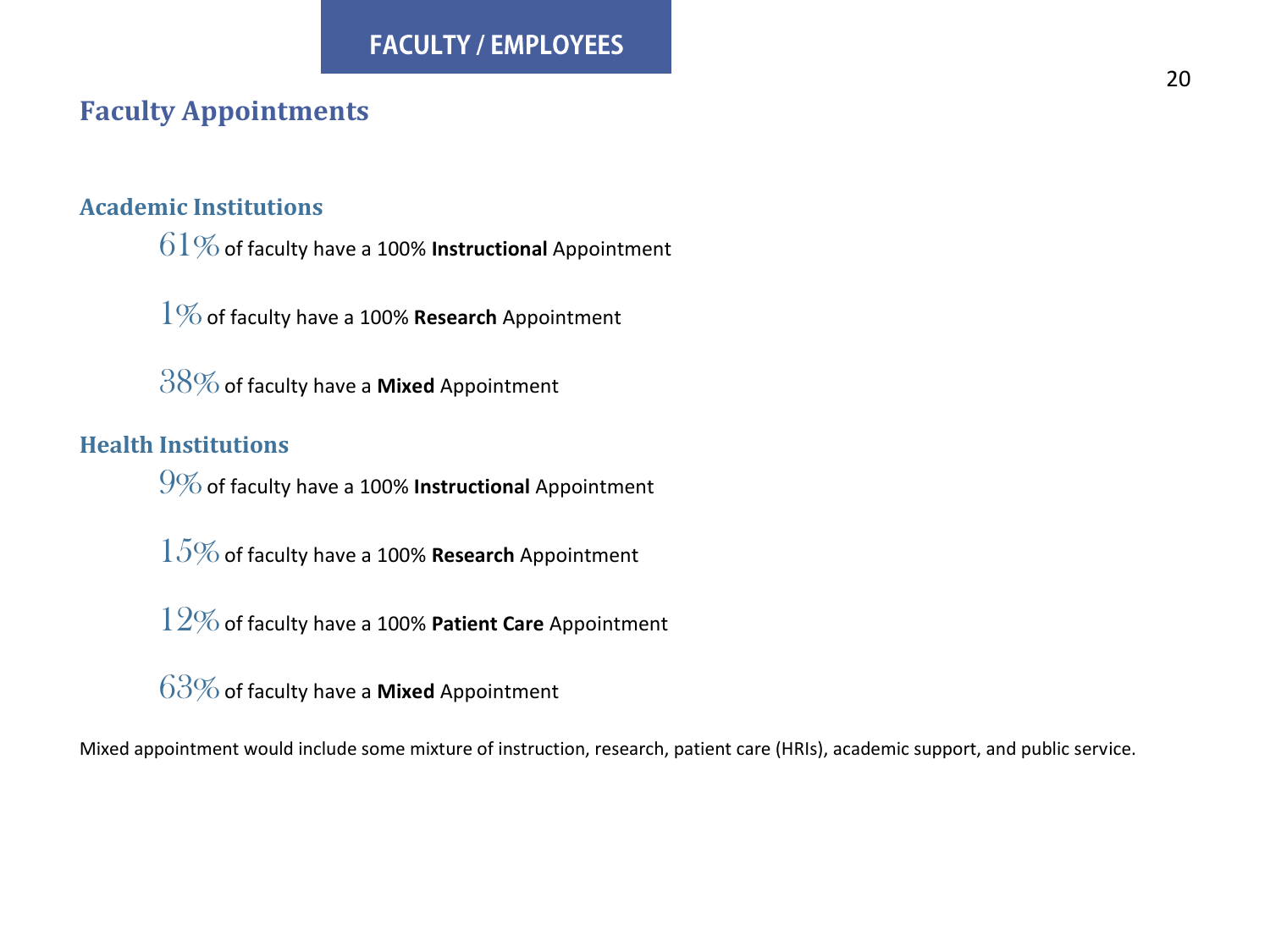# FACULTY / EMPLOYEES

## Faculty Appointments

### Academic Institutions

61% of faculty have a 100% **Instructional** Appointment

1% of faculty have a 100% **Research** Appointment

38% of faculty have a **Mixed** Appointment

### Health Institutions

9% of faculty have a 100% **Instructional** Appointment

15% of faculty have a 100% **Research** Appointment

12% of faculty have a 100% **Patient Care** Appointment

63% of faculty have a **Mixed** Appointment

Mixed appointment would include some mixture of instruction, research, patient care (HRIs), academic support, and public service.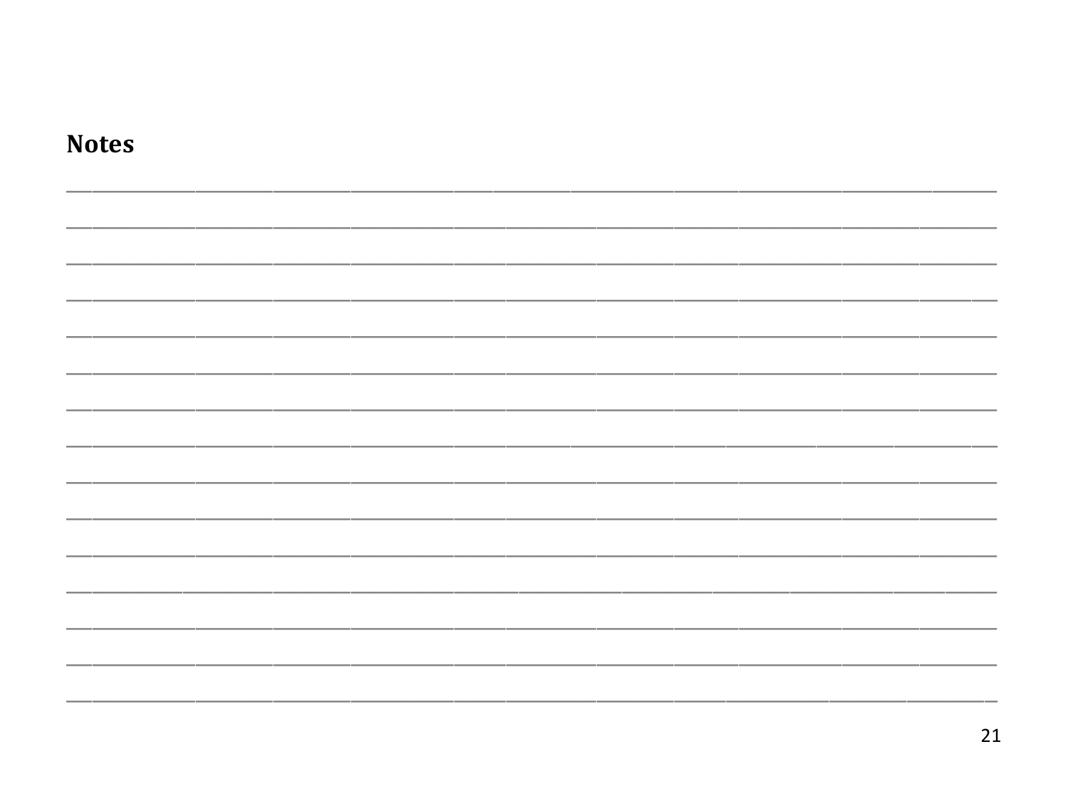**Notes**

_____________________________________________________________________________________

_____________________________________________________________________________________

_____________________________________________________________________________________

_____________________________________________________________________________________

_____________________________________________________________________________________

_____________________________________________________________________________________

_____________________________________________________________________________________

_____________________________________________________________________________________

_____________________________________________________________________________________

_____________________________________________________________________________________

_____________________________________________________________________________________

_____________________________________________________________________________________

_____________________________________________________________________________________

_____________________________________________________________________________________

_____________________________________________________________________________________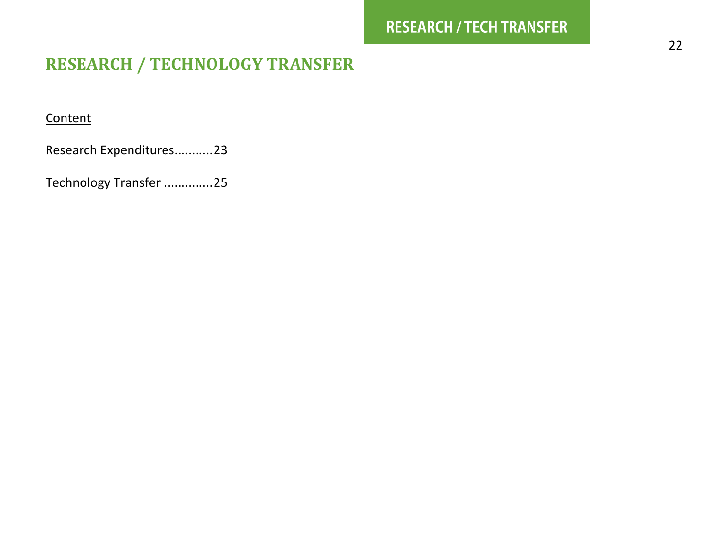# RESEARCH / TECHNOLOGY TRANSFER

Content

Research Expenditures...........23

Technology Transfer .............25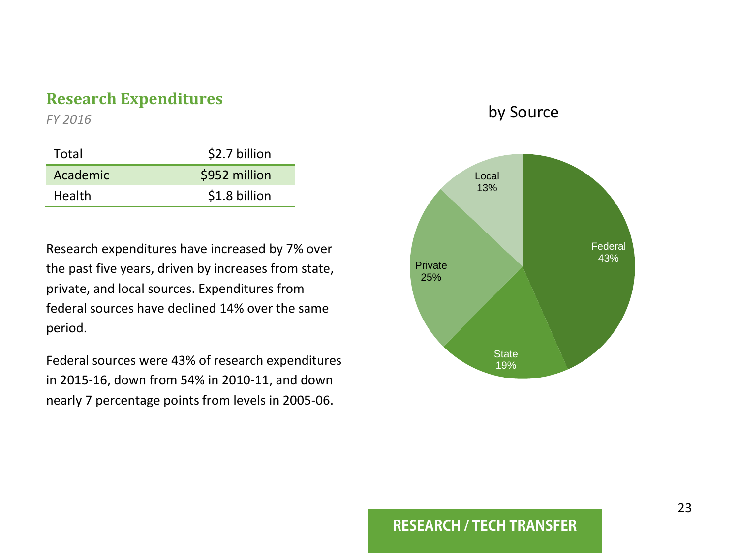## Research Expenditures

*FY 2016*

| | |
|---|---|
| Total | \$2.7 billion |
| Academic | \$952 million |
| Health | \$1.8 billion |

Research expenditures have increased by 7% over the past five years, driven by increases from state, private, and local sources. Expenditures from federal sources have declined 14% over the same period.

Federal sources were 43% of research expenditures in 2015-16, down from 54% in 2010-11, and down nearly 7 percentage points from levels in 2005-06.

by Source

| Source | Share |
|---|---|
| Federal | 43% |
| State | 19% |
| Private | 25% |
| Local | 13% |

RESEARCH / TECH TRANSFER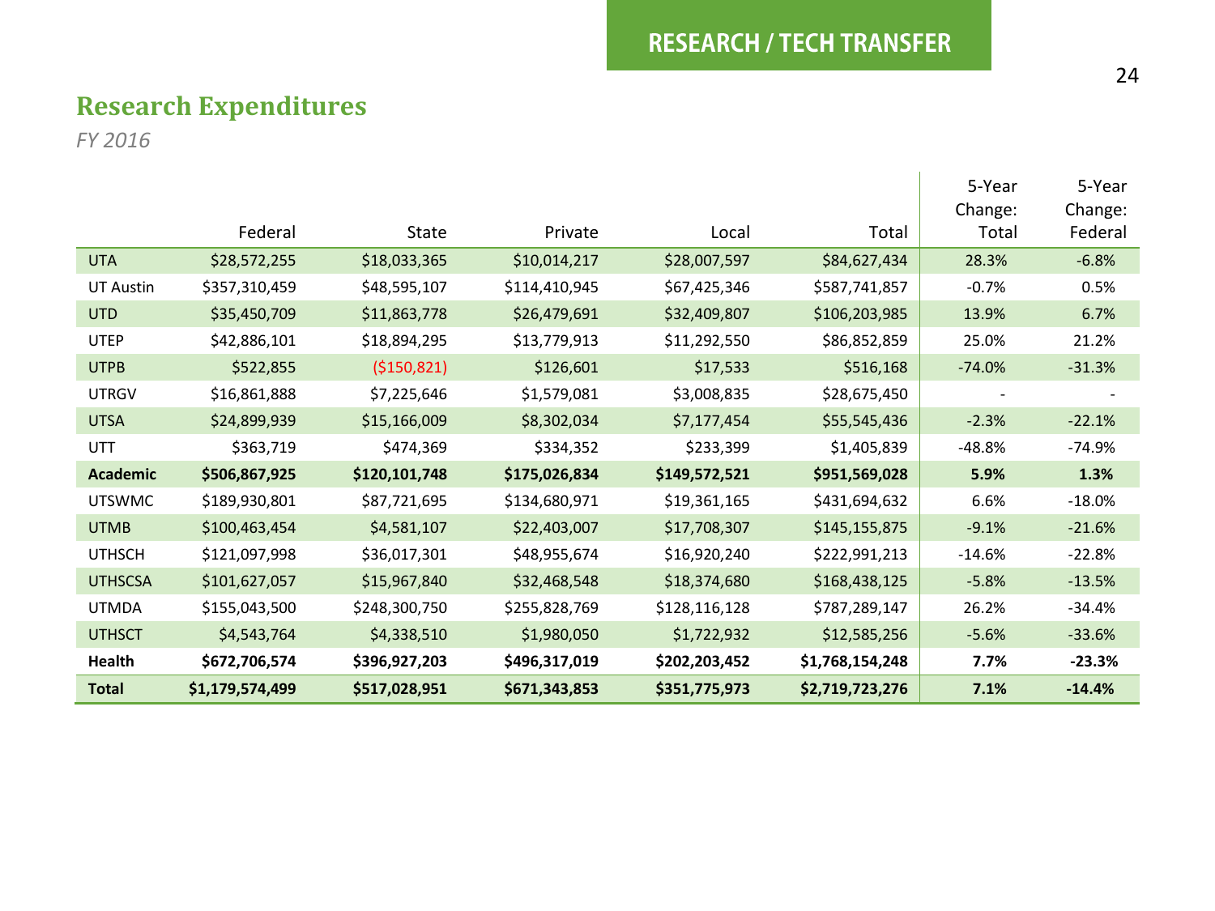RESEARCH / TECH TRANSFER

## Research Expenditures

*FY 2016*

| | Federal | State | Private | Local | Total | 5-Year Change: Total | 5-Year Change: Federal |
|---|---|---|---|---|---|---|---|
| UTA | $28,572,255 | $18,033,365 | $10,014,217 | $28,007,597 | $84,627,434 | 28.3% | -6.8% |
| UT Austin | $357,310,459 | $48,595,107 | $114,410,945 | $67,425,346 | $587,741,857 | -0.7% | 0.5% |
| UTD | $35,450,709 | $11,863,778 | $26,479,691 | $32,409,807 | $106,203,985 | 13.9% | 6.7% |
| UTEP | $42,886,101 | $18,894,295 | $13,779,913 | $11,292,550 | $86,852,859 | 25.0% | 21.2% |
| UTPB | $522,855 | ($150,821) | $126,601 | $17,533 | $516,168 | -74.0% | -31.3% |
| UTRGV | $16,861,888 | $7,225,646 | $1,579,081 | $3,008,835 | $28,675,450 | - | - |
| UTSA | $24,899,939 | $15,166,009 | $8,302,034 | $7,177,454 | $55,545,436 | -2.3% | -22.1% |
| UTT | $363,719 | $474,369 | $334,352 | $233,399 | $1,405,839 | -48.8% | -74.9% |
| **Academic** | **$506,867,925** | **$120,101,748** | **$175,026,834** | **$149,572,521** | **$951,569,028** | **5.9%** | **1.3%** |
| UTSWMC | $189,930,801 | $87,721,695 | $134,680,971 | $19,361,165 | $431,694,632 | 6.6% | -18.0% |
| UTMB | $100,463,454 | $4,581,107 | $22,403,007 | $17,708,307 | $145,155,875 | -9.1% | -21.6% |
| UTHSCH | $121,097,998 | $36,017,301 | $48,955,674 | $16,920,240 | $222,991,213 | -14.6% | -22.8% |
| UTHSCSA | $101,627,057 | $15,967,840 | $32,468,548 | $18,374,680 | $168,438,125 | -5.8% | -13.5% |
| UTMDA | $155,043,500 | $248,300,750 | $255,828,769 | $128,116,128 | $787,289,147 | 26.2% | -34.4% |
| UTHSCT | $4,543,764 | $4,338,510 | $1,980,050 | $1,722,932 | $12,585,256 | -5.6% | -33.6% |
| **Health** | **$672,706,574** | **$396,927,203** | **$496,317,019** | **$202,203,452** | **$1,768,154,248** | **7.7%** | **-23.3%** |
| **Total** | **$1,179,574,499** | **$517,028,951** | **$671,343,853** | **$351,775,973** | **$2,719,723,276** | **7.1%** | **-14.4%** |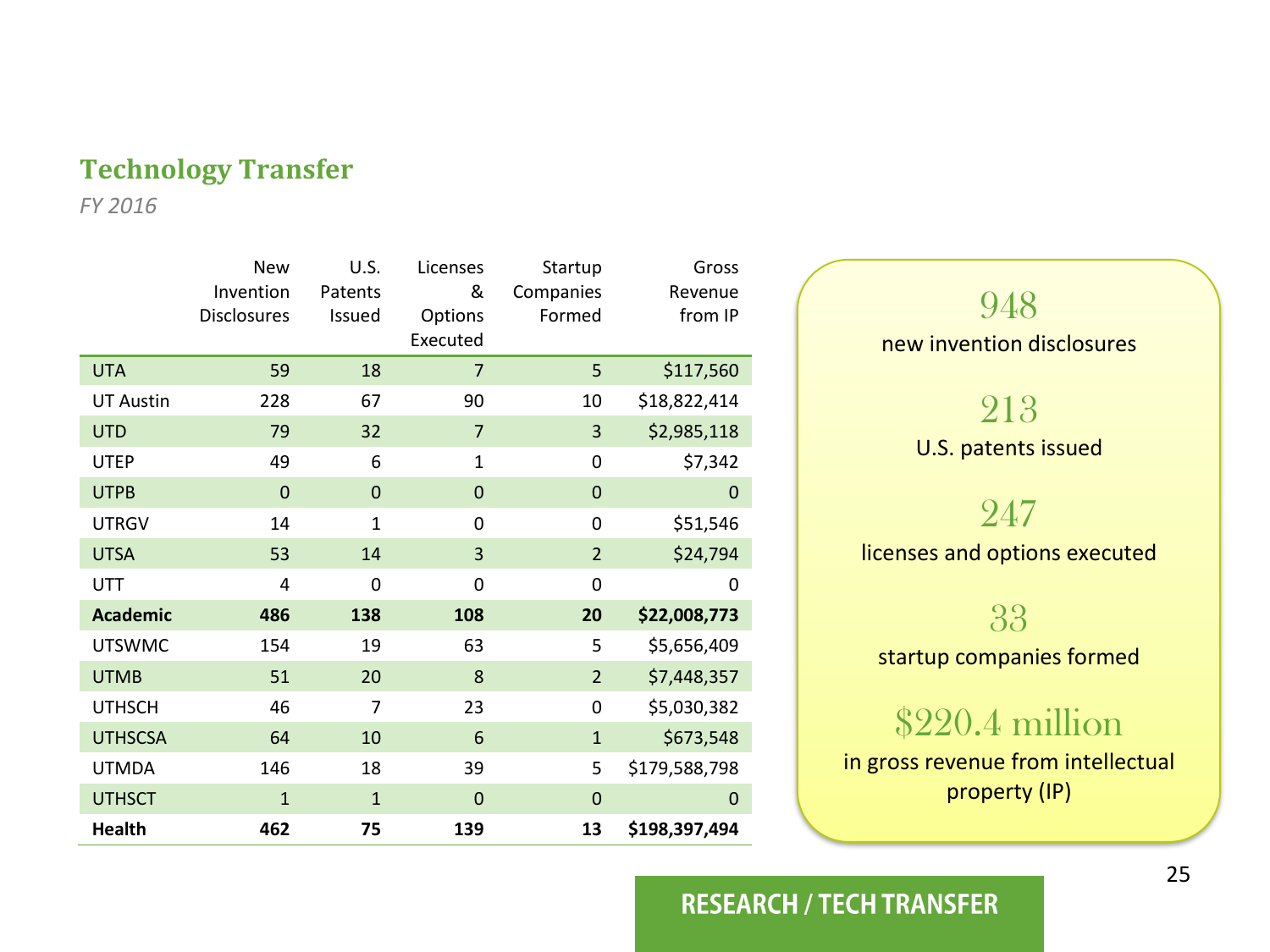## Technology Transfer

*FY 2016*

| | New Invention Disclosures | U.S. Patents Issued | Licenses & Options Executed | Startup Companies Formed | Gross Revenue from IP |
|---|---|---|---|---|---|
| UTA | 59 | 18 | 7 | 5 | $117,560 |
| UT Austin | 228 | 67 | 90 | 10 | $18,822,414 |
| UTD | 79 | 32 | 7 | 3 | $2,985,118 |
| UTEP | 49 | 6 | 1 | 0 | $7,342 |
| UTPB | 0 | 0 | 0 | 0 | 0 |
| UTRGV | 14 | 1 | 0 | 0 | $51,546 |
| UTSA | 53 | 14 | 3 | 2 | $24,794 |
| UTT | 4 | 0 | 0 | 0 | 0 |
| **Academic** | **486** | **138** | **108** | **20** | **$22,008,773** |
| UTSWMC | 154 | 19 | 63 | 5 | $5,656,409 |
| UTMB | 51 | 20 | 8 | 2 | $7,448,357 |
| UTHSCH | 46 | 7 | 23 | 0 | $5,030,382 |
| UTHSCSA | 64 | 10 | 6 | 1 | $673,548 |
| UTMDA | 146 | 18 | 39 | 5 | $179,588,798 |
| UTHSCT | 1 | 1 | 0 | 0 | 0 |
| **Health** | **462** | **75** | **139** | **13** | **$198,397,494** |

948
new invention disclosures

213
U.S. patents issued

247
licenses and options executed

33
startup companies formed

$220.4 million
in gross revenue from intellectual property (IP)

RESEARCH / TECH TRANSFER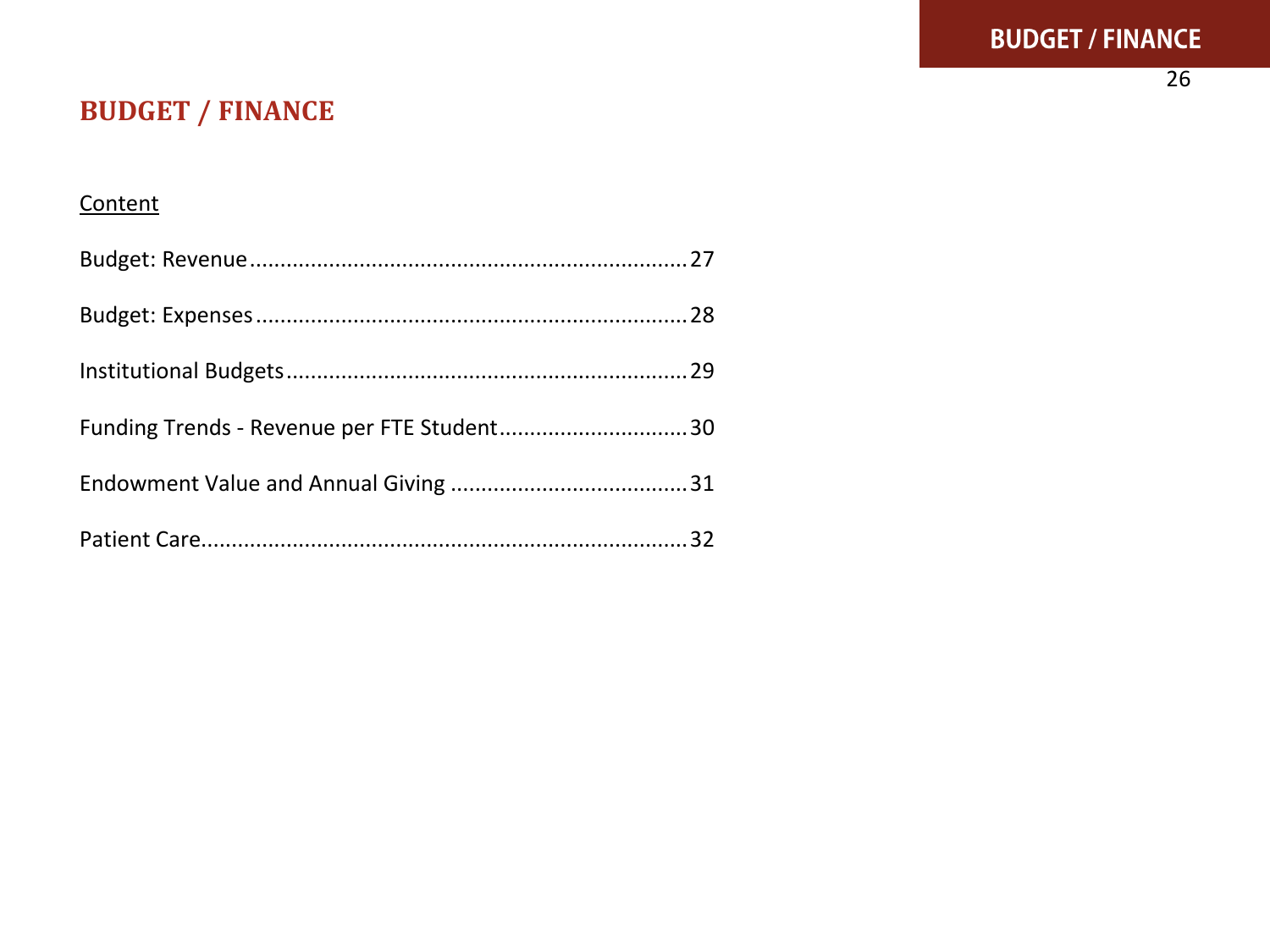# BUDGET / FINANCE

<u>Content</u>

Budget: Revenue........................................................................27

Budget: Expenses.......................................................................28

Institutional Budgets..................................................................29

Funding Trends - Revenue per FTE Student..............................30

Endowment Value and Annual Giving .......................................31

Patient Care................................................................................32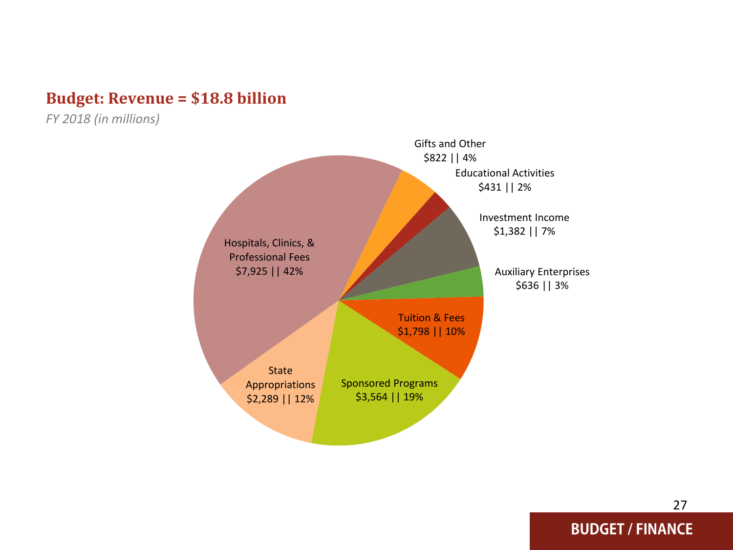## Budget: Revenue = $18.8 billion

*FY 2018 (in millions)*

Hospitals, Clinics, & Professional Fees
$7,925 || 42%

Gifts and Other
$822 || 4%

Educational Activities
$431 || 2%

Investment Income
$1,382 || 7%

Auxiliary Enterprises
$636 || 3%

Tuition & Fees
$1,798 || 10%

Sponsored Programs
$3,564 || 19%

State Appropriations
$2,289 || 12%

BUDGET / FINANCE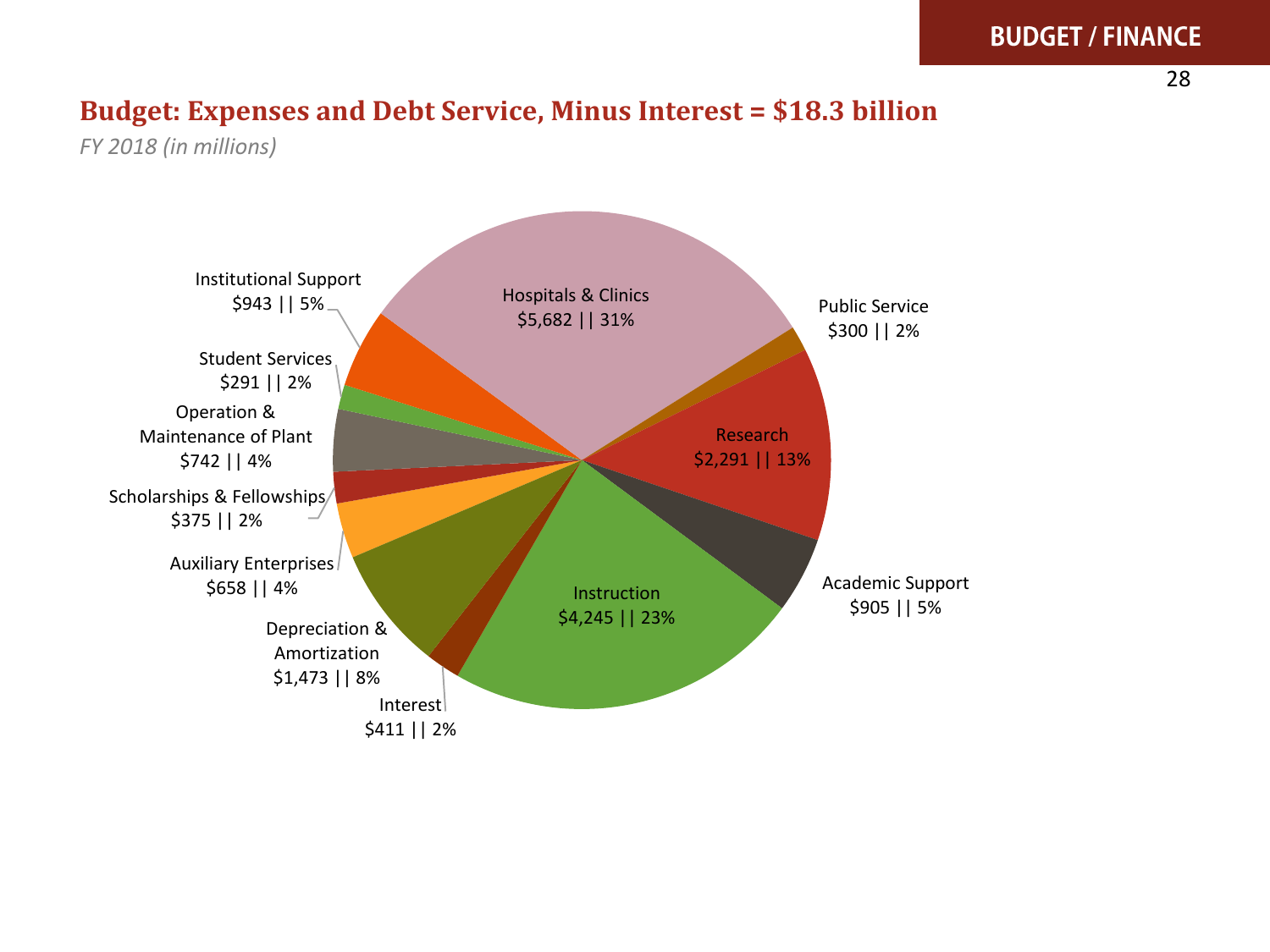## Budget: Expenses and Debt Service, Minus Interest = $18.3 billion

*FY 2018 (in millions)*

| Category | Amount | Percent |
| --- | --- | --- |
| Hospitals & Clinics | $5,682 | 31% |
| Public Service | $300 | 2% |
| Research | $2,291 | 13% |
| Academic Support | $905 | 5% |
| Instruction | $4,245 | 23% |
| Interest | $411 | 2% |
| Depreciation & Amortization | $1,473 | 8% |
| Auxiliary Enterprises | $658 | 4% |
| Scholarships & Fellowships | $375 | 2% |
| Operation & Maintenance of Plant | $742 | 4% |
| Student Services | $291 | 2% |
| Institutional Support | $943 | 5% |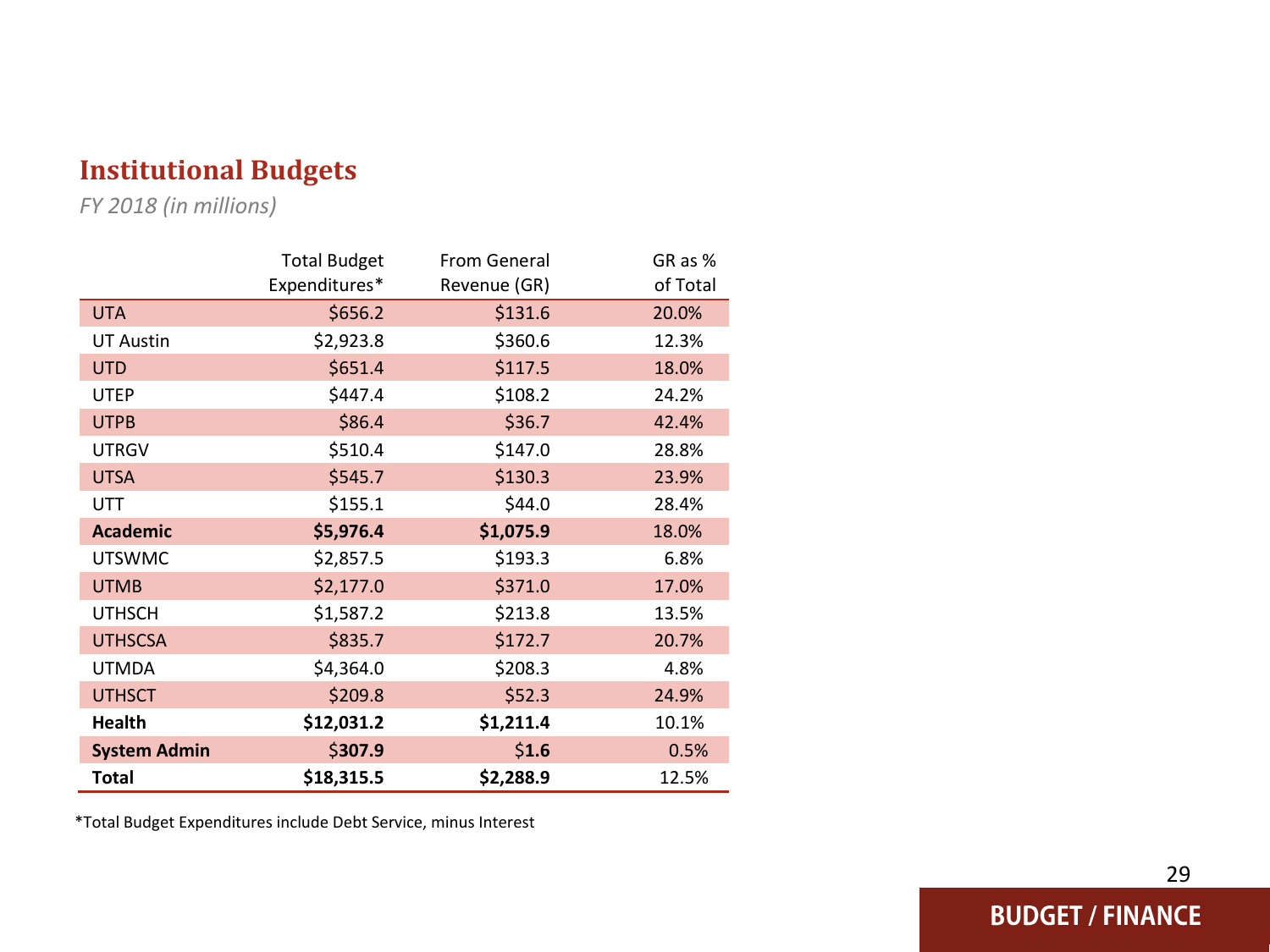## Institutional Budgets

*FY 2018 (in millions)*

| | Total Budget Expenditures* | From General Revenue (GR) | GR as % of Total |
|---|---|---|---|
| UTA | $656.2 | $131.6 | 20.0% |
| UT Austin | $2,923.8 | $360.6 | 12.3% |
| UTD | $651.4 | $117.5 | 18.0% |
| UTEP | $447.4 | $108.2 | 24.2% |
| UTPB | $86.4 | $36.7 | 42.4% |
| UTRGV | $510.4 | $147.0 | 28.8% |
| UTSA | $545.7 | $130.3 | 23.9% |
| UTT | $155.1 | $44.0 | 28.4% |
| **Academic** | **$5,976.4** | **$1,075.9** | 18.0% |
| UTSWMC | $2,857.5 | $193.3 | 6.8% |
| UTMB | $2,177.0 | $371.0 | 17.0% |
| UTHSCH | $1,587.2 | $213.8 | 13.5% |
| UTHSCSA | $835.7 | $172.7 | 20.7% |
| UTMDA | $4,364.0 | $208.3 | 4.8% |
| UTHSCT | $209.8 | $52.3 | 24.9% |
| **Health** | **$12,031.2** | **$1,211.4** | 10.1% |
| **System Admin** | $**307.9** | $**1.6** | 0.5% |
| **Total** | **$18,315.5** | **$2,288.9** | 12.5% |

*Total Budget Expenditures include Debt Service, minus Interest

BUDGET / FINANCE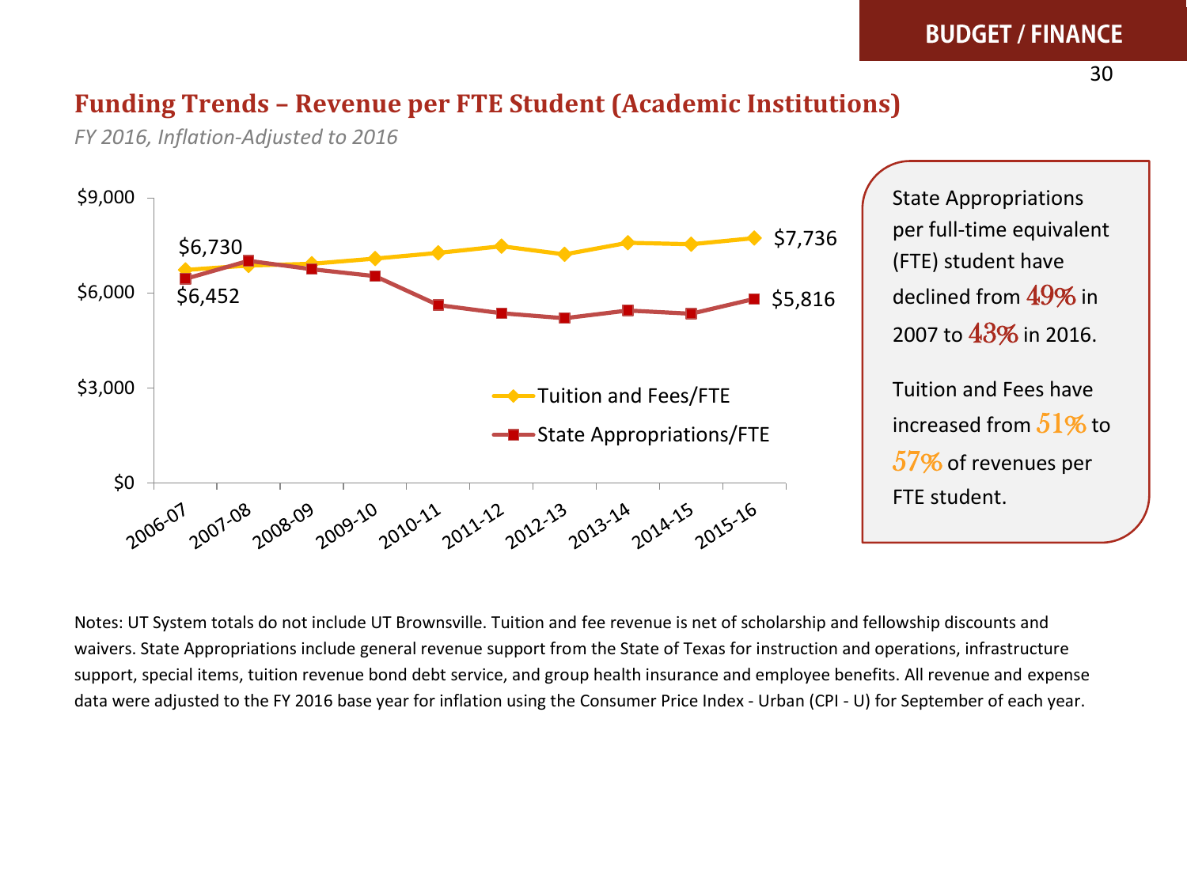## Funding Trends – Revenue per FTE Student (Academic Institutions)

*FY 2016, Inflation-Adjusted to 2016*

Chart: Revenue per FTE student, 2006-07 to 2015-16

| Series | 2006-07 | 2015-16 |
|---|---|---|
| Tuition and Fees/FTE | $6,730 | $7,736 |
| State Appropriations/FTE | $6,452 | $5,816 |

State Appropriations per full-time equivalent (FTE) student have declined from **49%** in 2007 to **43%** in 2016.

Tuition and Fees have increased from **51%** to **57%** of revenues per FTE student.

Notes: UT System totals do not include UT Brownsville. Tuition and fee revenue is net of scholarship and fellowship discounts and waivers. State Appropriations include general revenue support from the State of Texas for instruction and operations, infrastructure support, special items, tuition revenue bond debt service, and group health insurance and employee benefits. All revenue and expense data were adjusted to the FY 2016 base year for inflation using the Consumer Price Index - Urban (CPI - U) for September of each year.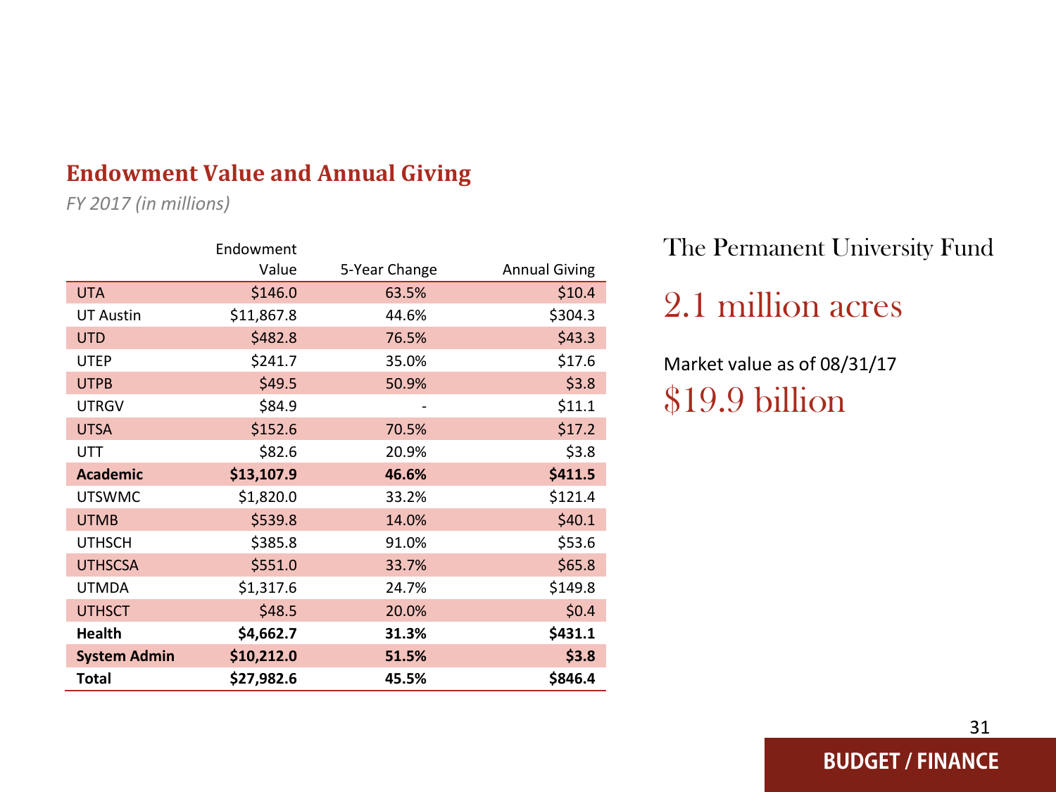## Endowment Value and Annual Giving

*FY 2017 (in millions)*

| | Endowment Value | 5-Year Change | Annual Giving |
|---|---|---|---|
| UTA | $146.0 | 63.5% | $10.4 |
| UT Austin | $11,867.8 | 44.6% | $304.3 |
| UTD | $482.8 | 76.5% | $43.3 |
| UTEP | $241.7 | 35.0% | $17.6 |
| UTPB | $49.5 | 50.9% | $3.8 |
| UTRGV | $84.9 | - | $11.1 |
| UTSA | $152.6 | 70.5% | $17.2 |
| UTT | $82.6 | 20.9% | $3.8 |
| **Academic** | **$13,107.9** | **46.6%** | **$411.5** |
| UTSWMC | $1,820.0 | 33.2% | $121.4 |
| UTMB | $539.8 | 14.0% | $40.1 |
| UTHSCH | $385.8 | 91.0% | $53.6 |
| UTHSCSA | $551.0 | 33.7% | $65.8 |
| UTMDA | $1,317.6 | 24.7% | $149.8 |
| UTHSCT | $48.5 | 20.0% | $0.4 |
| **Health** | **$4,662.7** | **31.3%** | **$431.1** |
| **System Admin** | **$10,212.0** | **51.5%** | **$3.8** |
| **Total** | **$27,982.6** | **45.5%** | **$846.4** |

The Permanent University Fund

2.1 million acres

Market value as of 08/31/17

$19.9 billion

BUDGET / FINANCE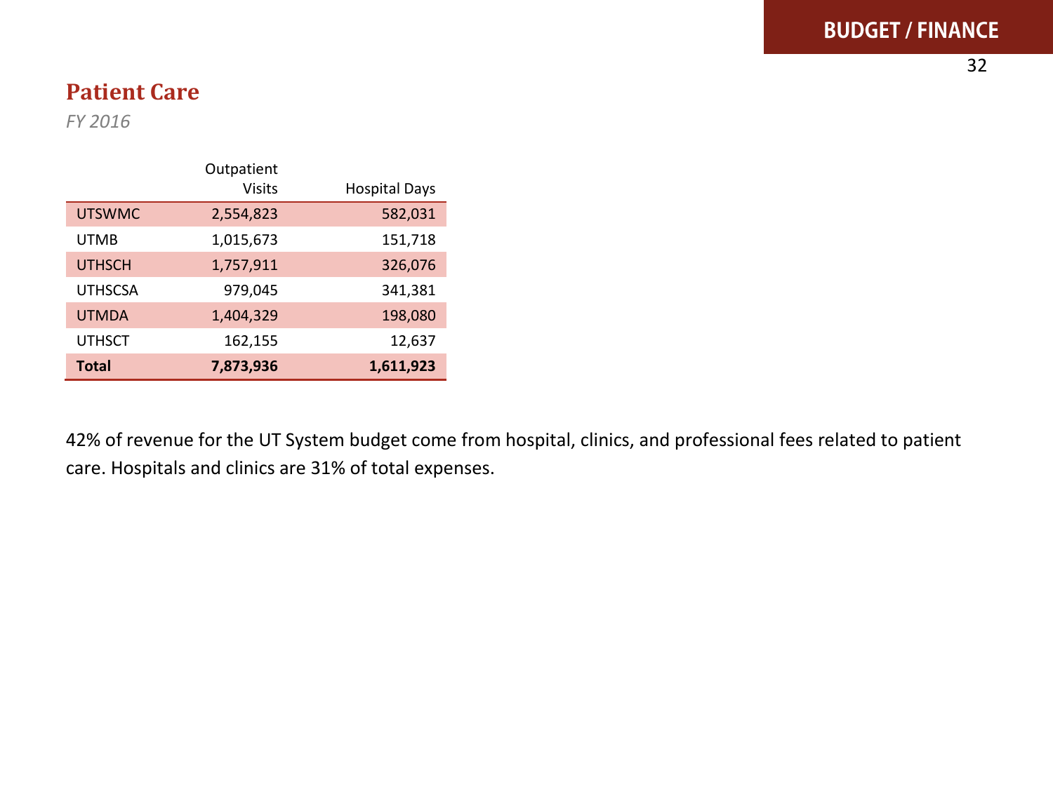## Patient Care

*FY 2016*

| | Outpatient Visits | Hospital Days |
|---|---|---|
| UTSWMC | 2,554,823 | 582,031 |
| UTMB | 1,015,673 | 151,718 |
| UTHSCH | 1,757,911 | 326,076 |
| UTHSCSA | 979,045 | 341,381 |
| UTMDA | 1,404,329 | 198,080 |
| UTHSCT | 162,155 | 12,637 |
| **Total** | **7,873,936** | **1,611,923** |

42% of revenue for the UT System budget come from hospital, clinics, and professional fees related to patient care. Hospitals and clinics are 31% of total expenses.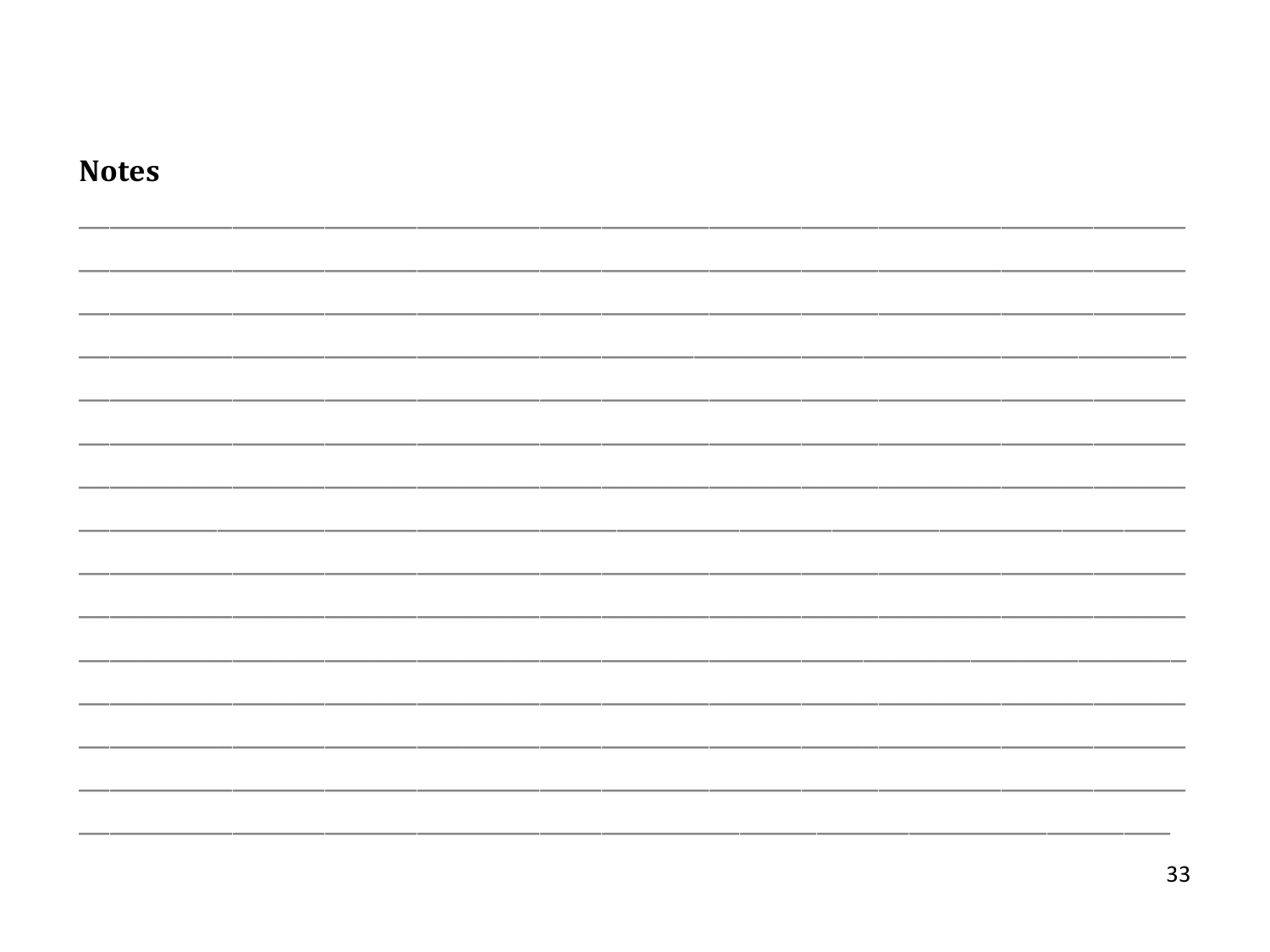**Notes**

_______________________________________________________________________________

_______________________________________________________________________________

_______________________________________________________________________________

_______________________________________________________________________________

_______________________________________________________________________________

_______________________________________________________________________________

_______________________________________________________________________________

_______________________________________________________________________________

_______________________________________________________________________________

_______________________________________________________________________________

_______________________________________________________________________________

_______________________________________________________________________________

_______________________________________________________________________________

_______________________________________________________________________________

______________________________________________________________________________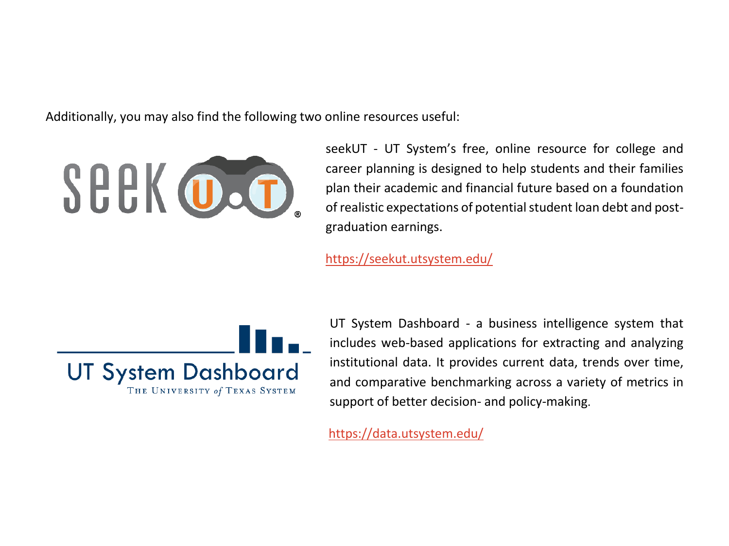Additionally, you may also find the following two online resources useful:

seekUT - UT System's free, online resource for college and career planning is designed to help students and their families plan their academic and financial future based on a foundation of realistic expectations of potential student loan debt and post-graduation earnings.

https://seekut.utsystem.edu/

UT System Dashboard - a business intelligence system that includes web-based applications for extracting and analyzing institutional data. It provides current data, trends over time, and comparative benchmarking across a variety of metrics in support of better decision- and policy-making.

https://data.utsystem.edu/